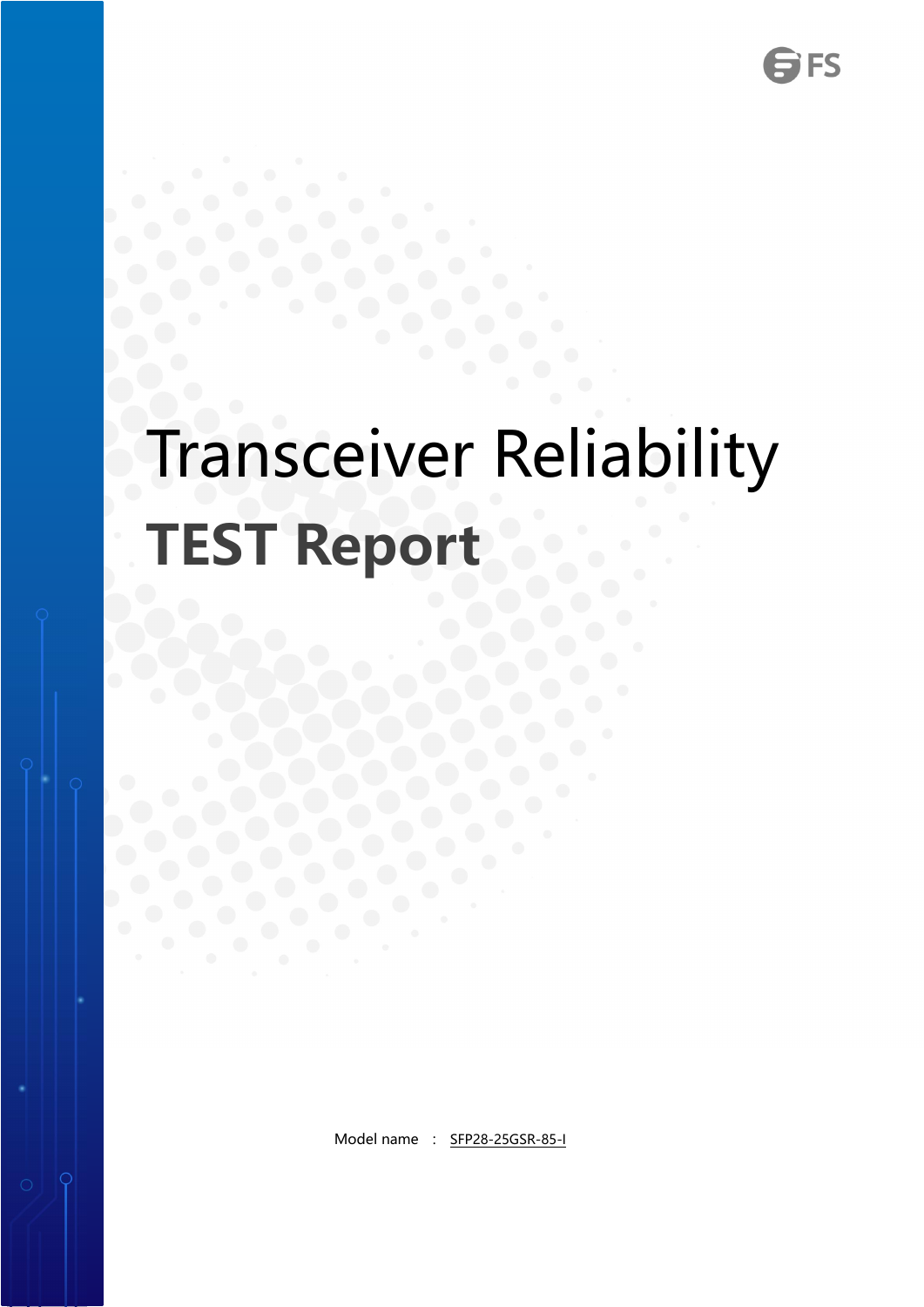# Transceiver Reliability

## TEST Report

Model name : SFP28-25GSR-85-I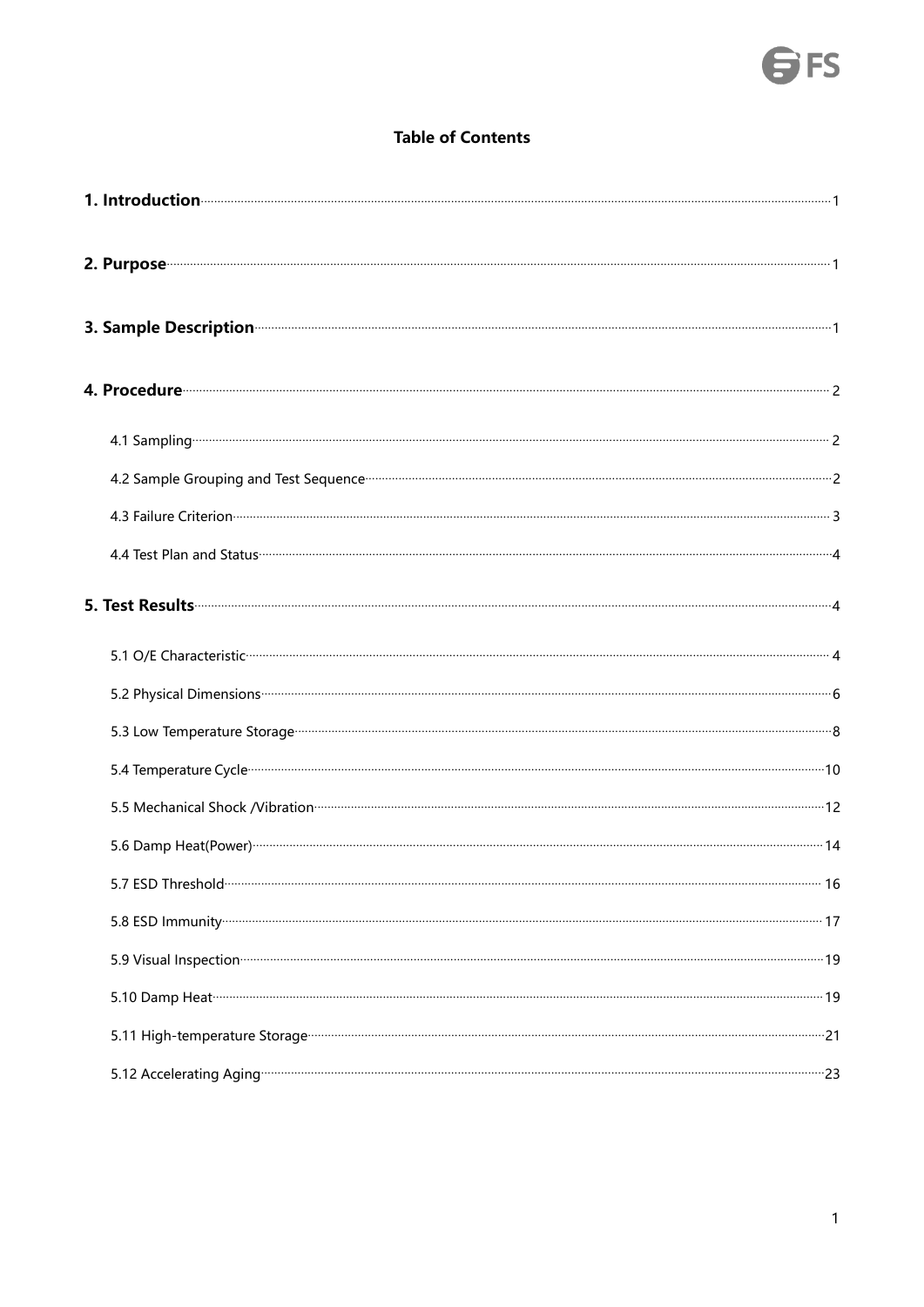## Table of Contents

**1. Introduction** ..... 1

**2. Purpose** ..... 1

**3. Sample Description** ..... 1

**4. Procedure** ..... 2

- 4.1 Sampling ..... 2
- 4.2 Sample Grouping and Test Sequence ..... 2
- 4.3 Failure Criterion ..... 3
- 4.4 Test Plan and Status ..... 4

**5. Test Results** ..... 4

- 5.1 O/E Characteristic ..... 4
- 5.2 Physical Dimensions ..... 6
- 5.3 Low Temperature Storage ..... 8
- 5.4 Temperature Cycle ..... 10
- 5.5 Mechanical Shock /Vibration ..... 12
- 5.6 Damp Heat(Power) ..... 14
- 5.7 ESD Threshold ..... 16
- 5.8 ESD Immunity ..... 17
- 5.9 Visual Inspection ..... 19
- 5.10 Damp Heat ..... 19
- 5.11 High-temperature Storage ..... 21
- 5.12 Accelerating Aging ..... 23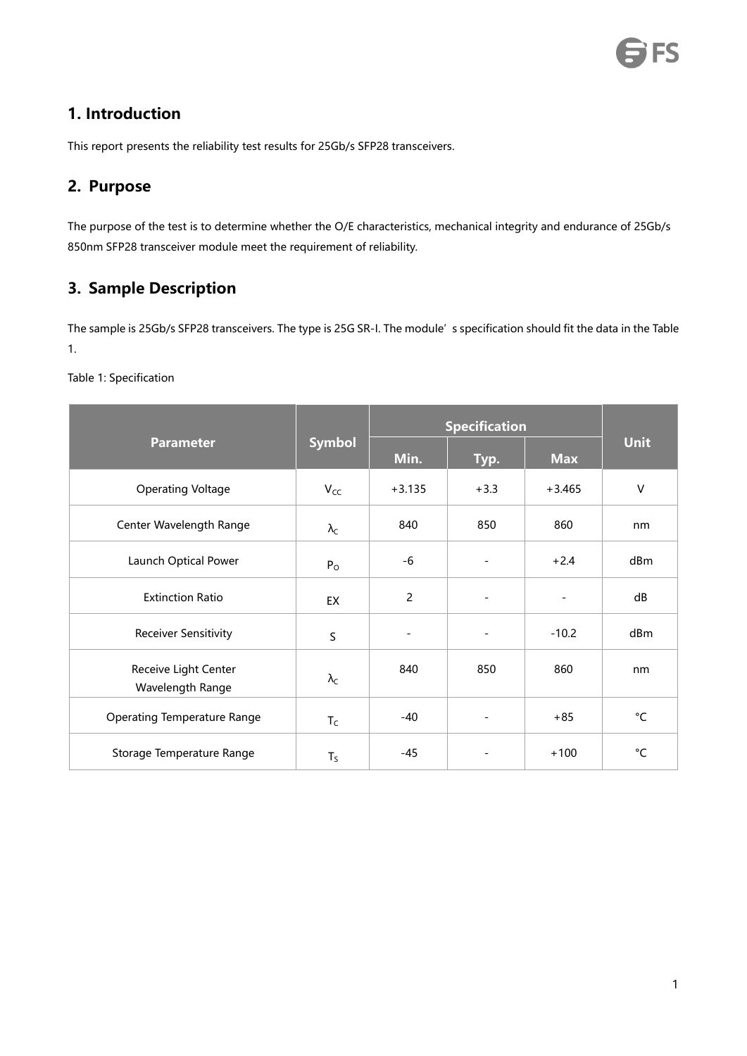## 1. Introduction

This report presents the reliability test results for 25Gb/s SFP28 transceivers.

## 2. Purpose

The purpose of the test is to determine whether the O/E characteristics, mechanical integrity and endurance of 25Gb/s 850nm SFP28 transceiver module meet the requirement of reliability.

## 3. Sample Description

The sample is 25Gb/s SFP28 transceivers. The type is 25G SR-I. The module's specification should fit the data in the Table 1.

Table 1: Specification

| Parameter | Symbol | Specification | | | Unit |
|---|---|---|---|---|---|
| | | Min. | Typ. | Max | |
| Operating Voltage | $V_{CC}$ | +3.135 | +3.3 | +3.465 | V |
| Center Wavelength Range | $\lambda_C$ | 840 | 850 | 860 | nm |
| Launch Optical Power | $P_O$ | -6 | - | +2.4 | dBm |
| Extinction Ratio | EX | 2 | - | - | dB |
| Receiver Sensitivity | S | - | - | -10.2 | dBm |
| Receive Light Center Wavelength Range | $\lambda_C$ | 840 | 850 | 860 | nm |
| Operating Temperature Range | $T_C$ | -40 | - | +85 | °C |
| Storage Temperature Range | $T_S$ | -45 | - | +100 | °C |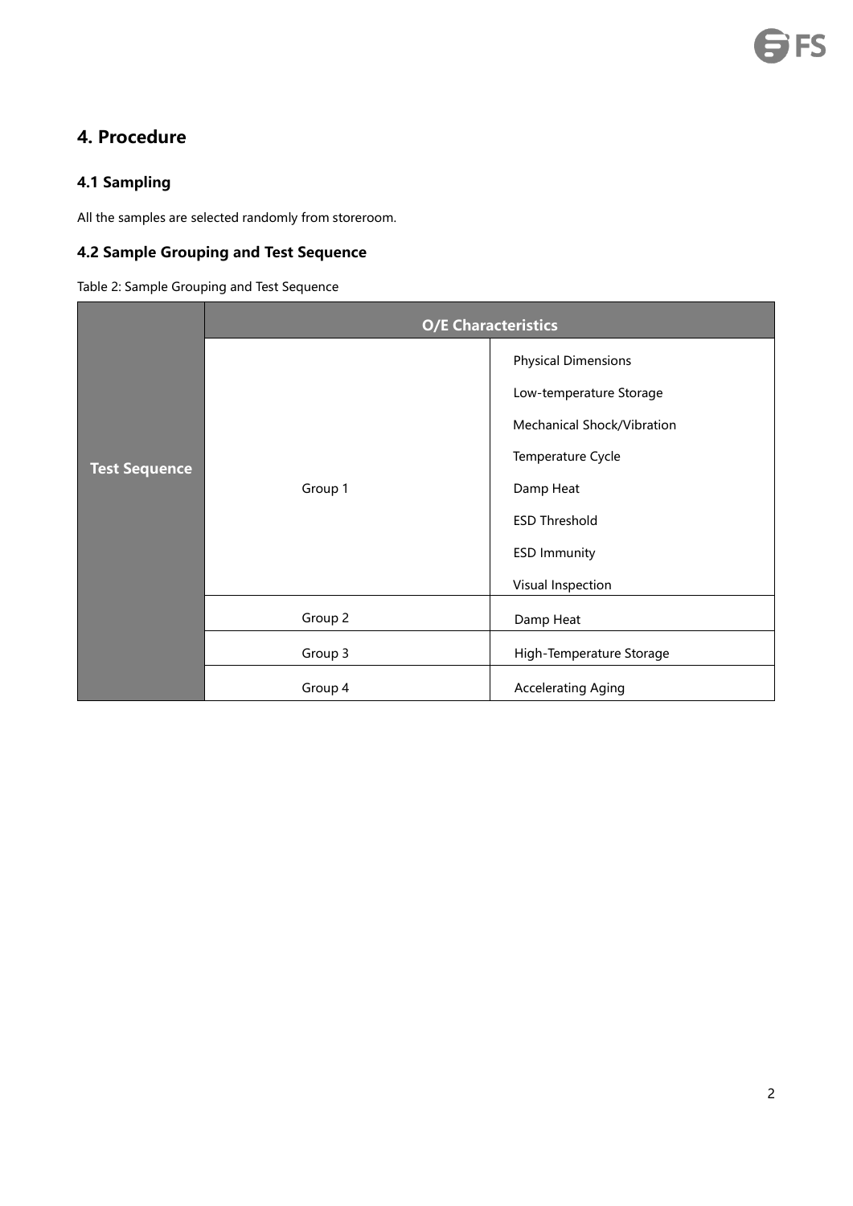## 4. Procedure

### 4.1 Sampling

All the samples are selected randomly from storeroom.

### 4.2 Sample Grouping and Test Sequence

Table 2: Sample Grouping and Test Sequence

| | O/E Characteristics | |
|---|---|---|
| Test Sequence | Group 1 | Physical Dimensions<br>Low-temperature Storage<br>Mechanical Shock/Vibration<br>Temperature Cycle<br>Damp Heat<br>ESD Threshold<br>ESD Immunity<br>Visual Inspection |
| | Group 2 | Damp Heat |
| | Group 3 | High-Temperature Storage |
| | Group 4 | Accelerating Aging |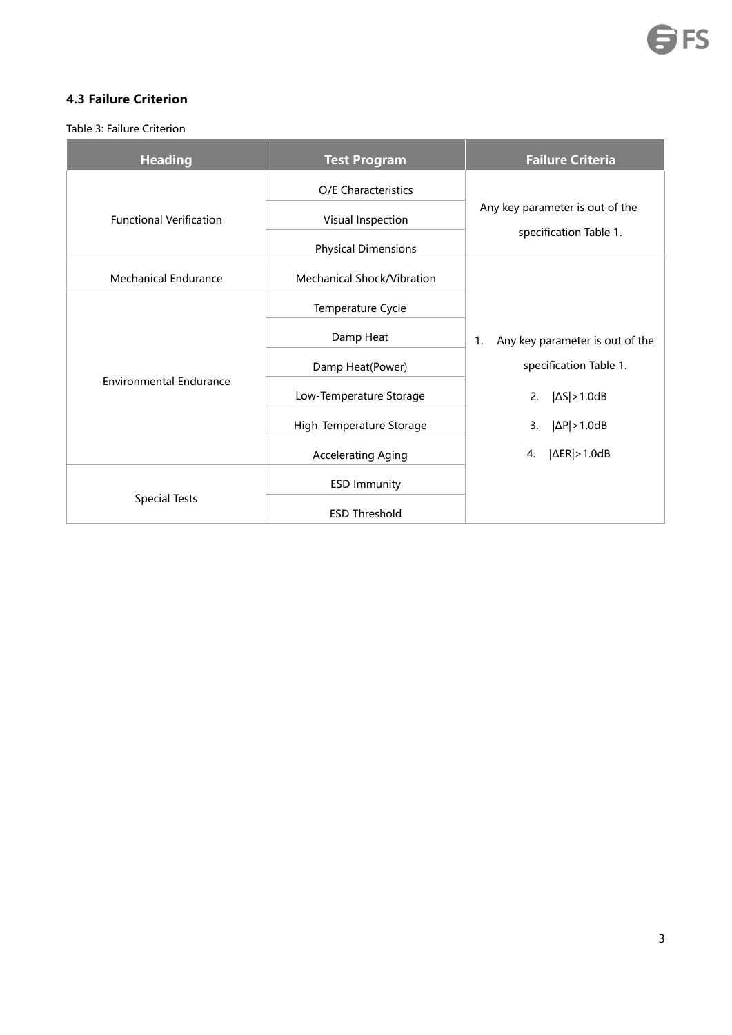### 4.3 Failure Criterion

Table 3: Failure Criterion

| Heading | Test Program | Failure Criteria |
|---|---|---|
| Functional Verification | O/E Characteristics | Any key parameter is out of the specification Table 1. |
| | Visual Inspection | |
| | Physical Dimensions | |
| Mechanical Endurance | Mechanical Shock/Vibration | 1. Any key parameter is out of the specification Table 1.<br>2. \|ΔS\|>1.0dB<br>3. \|ΔP\|>1.0dB<br>4. \|ΔER\|>1.0dB |
| Environmental Endurance | Temperature Cycle | |
| | Damp Heat | |
| | Damp Heat(Power) | |
| | Low-Temperature Storage | |
| | High-Temperature Storage | |
| | Accelerating Aging | |
| Special Tests | ESD Immunity | |
| | ESD Threshold | |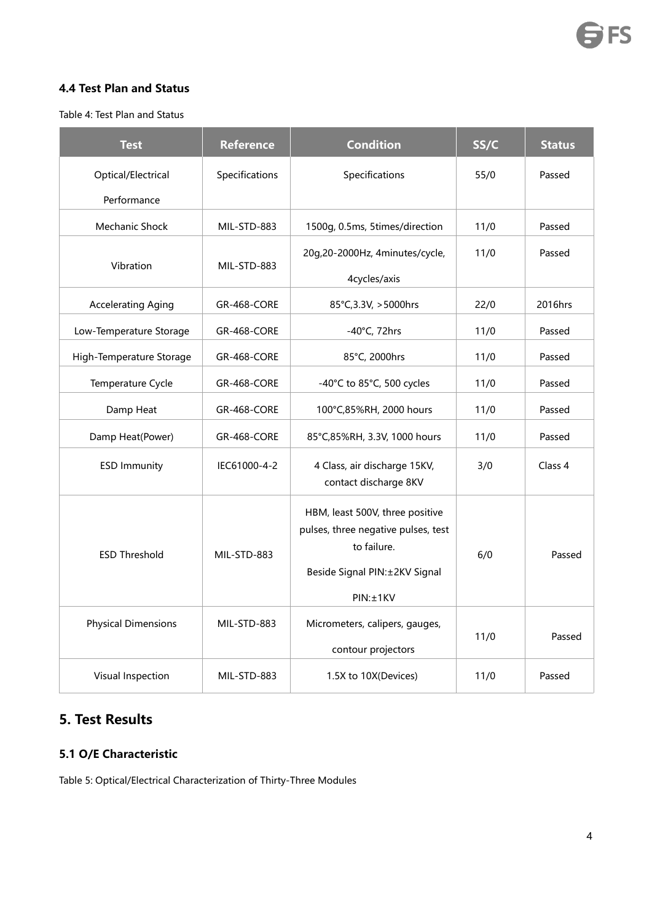### 4.4 Test Plan and Status

Table 4: Test Plan and Status

| Test | Reference | Condition | SS/C | Status |
|---|---|---|---|---|
| Optical/Electrical Performance | Specifications | Specifications | 55/0 | Passed |
| Mechanic Shock | MIL-STD-883 | 1500g, 0.5ms, 5times/direction | 11/0 | Passed |
| Vibration | MIL-STD-883 | 20g,20-2000Hz, 4minutes/cycle, 4cycles/axis | 11/0 | Passed |
| Accelerating Aging | GR-468-CORE | 85°C,3.3V, >5000hrs | 22/0 | 2016hrs |
| Low-Temperature Storage | GR-468-CORE | -40°C, 72hrs | 11/0 | Passed |
| High-Temperature Storage | GR-468-CORE | 85°C, 2000hrs | 11/0 | Passed |
| Temperature Cycle | GR-468-CORE | -40°C to 85°C, 500 cycles | 11/0 | Passed |
| Damp Heat | GR-468-CORE | 100°C,85%RH, 2000 hours | 11/0 | Passed |
| Damp Heat(Power) | GR-468-CORE | 85°C,85%RH, 3.3V, 1000 hours | 11/0 | Passed |
| ESD Immunity | IEC61000-4-2 | 4 Class, air discharge 15KV, contact discharge 8KV | 3/0 | Class 4 |
| ESD Threshold | MIL-STD-883 | HBM, least 500V, three positive pulses, three negative pulses, test to failure. Beside Signal PIN:±2KV Signal PIN:±1KV | 6/0 | Passed |
| Physical Dimensions | MIL-STD-883 | Micrometers, calipers, gauges, contour projectors | 11/0 | Passed |
| Visual Inspection | MIL-STD-883 | 1.5X to 10X(Devices) | 11/0 | Passed |

## 5. Test Results

### 5.1 O/E Characteristic

Table 5: Optical/Electrical Characterization of Thirty-Three Modules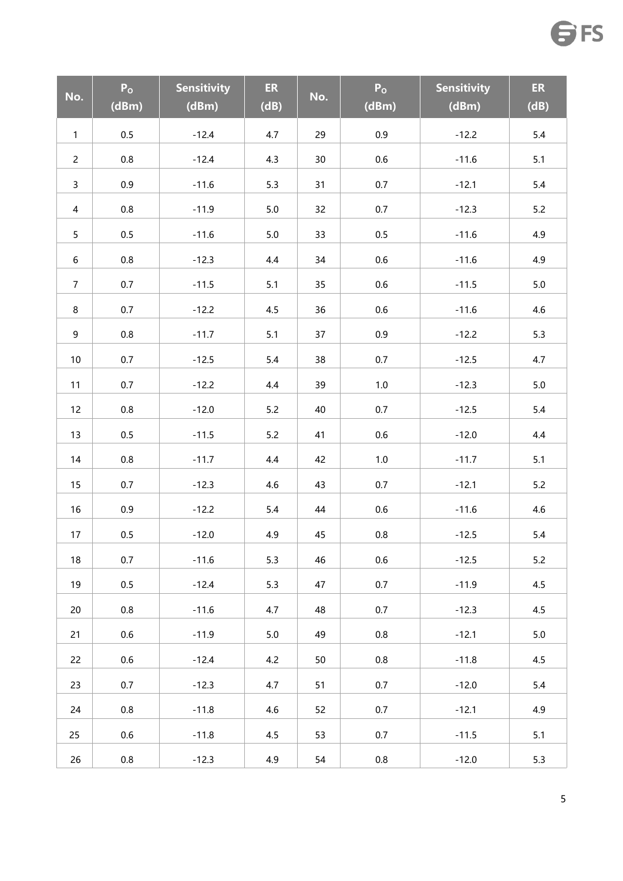| No. | $P_O$ (dBm) | Sensitivity (dBm) | ER (dB) | No. | $P_O$ (dBm) | Sensitivity (dBm) | ER (dB) |
|---|---|---|---|---|---|---|---|
| 1 | 0.5 | -12.4 | 4.7 | 29 | 0.9 | -12.2 | 5.4 |
| 2 | 0.8 | -12.4 | 4.3 | 30 | 0.6 | -11.6 | 5.1 |
| 3 | 0.9 | -11.6 | 5.3 | 31 | 0.7 | -12.1 | 5.4 |
| 4 | 0.8 | -11.9 | 5.0 | 32 | 0.7 | -12.3 | 5.2 |
| 5 | 0.5 | -11.6 | 5.0 | 33 | 0.5 | -11.6 | 4.9 |
| 6 | 0.8 | -12.3 | 4.4 | 34 | 0.6 | -11.6 | 4.9 |
| 7 | 0.7 | -11.5 | 5.1 | 35 | 0.6 | -11.5 | 5.0 |
| 8 | 0.7 | -12.2 | 4.5 | 36 | 0.6 | -11.6 | 4.6 |
| 9 | 0.8 | -11.7 | 5.1 | 37 | 0.9 | -12.2 | 5.3 |
| 10 | 0.7 | -12.5 | 5.4 | 38 | 0.7 | -12.5 | 4.7 |
| 11 | 0.7 | -12.2 | 4.4 | 39 | 1.0 | -12.3 | 5.0 |
| 12 | 0.8 | -12.0 | 5.2 | 40 | 0.7 | -12.5 | 5.4 |
| 13 | 0.5 | -11.5 | 5.2 | 41 | 0.6 | -12.0 | 4.4 |
| 14 | 0.8 | -11.7 | 4.4 | 42 | 1.0 | -11.7 | 5.1 |
| 15 | 0.7 | -12.3 | 4.6 | 43 | 0.7 | -12.1 | 5.2 |
| 16 | 0.9 | -12.2 | 5.4 | 44 | 0.6 | -11.6 | 4.6 |
| 17 | 0.5 | -12.0 | 4.9 | 45 | 0.8 | -12.5 | 5.4 |
| 18 | 0.7 | -11.6 | 5.3 | 46 | 0.6 | -12.5 | 5.2 |
| 19 | 0.5 | -12.4 | 5.3 | 47 | 0.7 | -11.9 | 4.5 |
| 20 | 0.8 | -11.6 | 4.7 | 48 | 0.7 | -12.3 | 4.5 |
| 21 | 0.6 | -11.9 | 5.0 | 49 | 0.8 | -12.1 | 5.0 |
| 22 | 0.6 | -12.4 | 4.2 | 50 | 0.8 | -11.8 | 4.5 |
| 23 | 0.7 | -12.3 | 4.7 | 51 | 0.7 | -12.0 | 5.4 |
| 24 | 0.8 | -11.8 | 4.6 | 52 | 0.7 | -12.1 | 4.9 |
| 25 | 0.6 | -11.8 | 4.5 | 53 | 0.7 | -11.5 | 5.1 |
| 26 | 0.8 | -12.3 | 4.9 | 54 | 0.8 | -12.0 | 5.3 |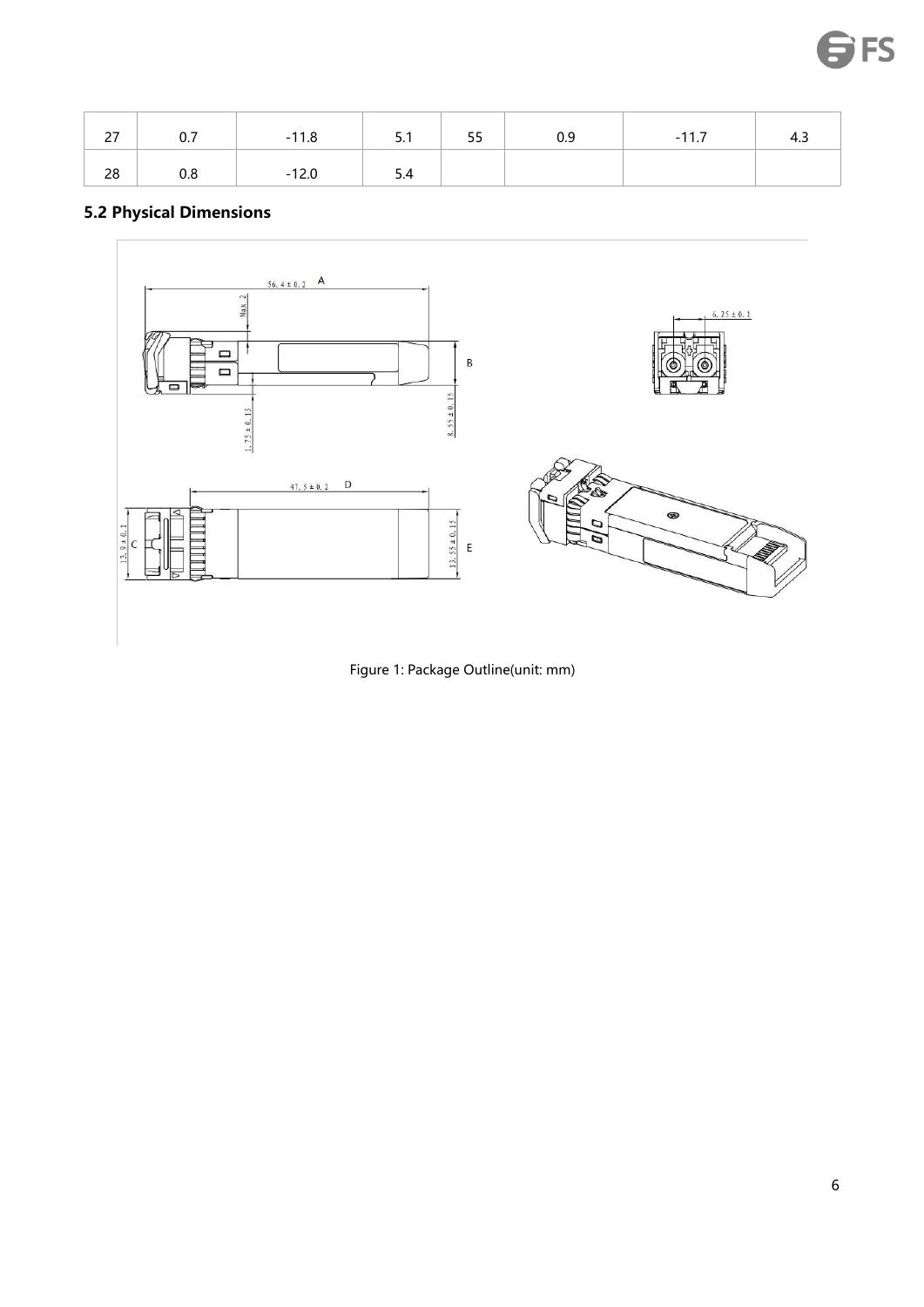| 27 | 0.7 | -11.8 | 5.1 | 55 | 0.9 | -11.7 | 4.3 |
|---|---|---|---|---|---|---|---|
| 28 | 0.8 | -12.0 | 5.4 | | | | |

## 5.2 Physical Dimensions

Figure 1: Package Outline(unit: mm)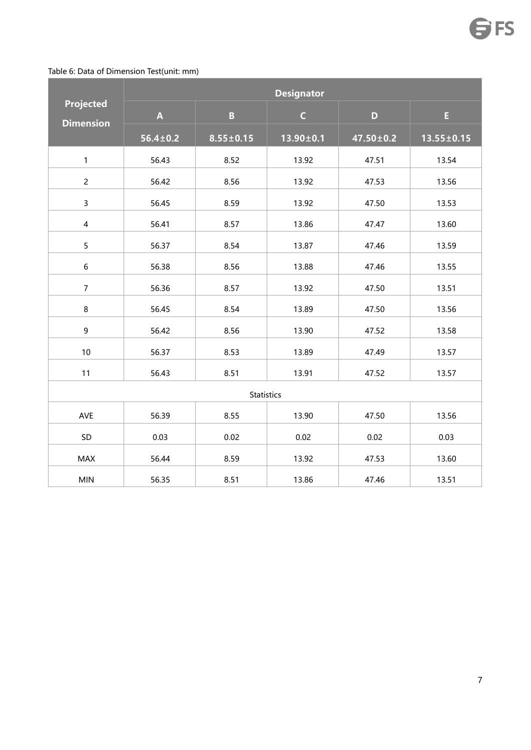Table 6: Data of Dimension Test(unit: mm)

| Projected Dimension | Designator | | | | |
|---|---|---|---|---|---|
| | A | B | C | D | E |
| | 56.4±0.2 | 8.55±0.15 | 13.90±0.1 | 47.50±0.2 | 13.55±0.15 |
| 1 | 56.43 | 8.52 | 13.92 | 47.51 | 13.54 |
| 2 | 56.42 | 8.56 | 13.92 | 47.53 | 13.56 |
| 3 | 56.45 | 8.59 | 13.92 | 47.50 | 13.53 |
| 4 | 56.41 | 8.57 | 13.86 | 47.47 | 13.60 |
| 5 | 56.37 | 8.54 | 13.87 | 47.46 | 13.59 |
| 6 | 56.38 | 8.56 | 13.88 | 47.46 | 13.55 |
| 7 | 56.36 | 8.57 | 13.92 | 47.50 | 13.51 |
| 8 | 56.45 | 8.54 | 13.89 | 47.50 | 13.56 |
| 9 | 56.42 | 8.56 | 13.90 | 47.52 | 13.58 |
| 10 | 56.37 | 8.53 | 13.89 | 47.49 | 13.57 |
| 11 | 56.43 | 8.51 | 13.91 | 47.52 | 13.57 |
| Statistics | | | | | |
| AVE | 56.39 | 8.55 | 13.90 | 47.50 | 13.56 |
| SD | 0.03 | 0.02 | 0.02 | 0.02 | 0.03 |
| MAX | 56.44 | 8.59 | 13.92 | 47.53 | 13.60 |
| MIN | 56.35 | 8.51 | 13.86 | 47.46 | 13.51 |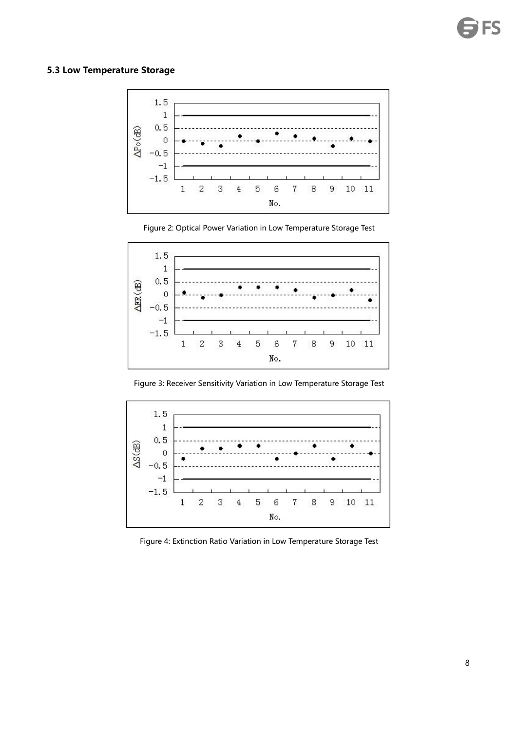## 5.3 Low Temperature Storage

Figure 2: Optical Power Variation in Low Temperature Storage Test

Figure 3: Receiver Sensitivity Variation in Low Temperature Storage Test

Figure 4: Extinction Ratio Variation in Low Temperature Storage Test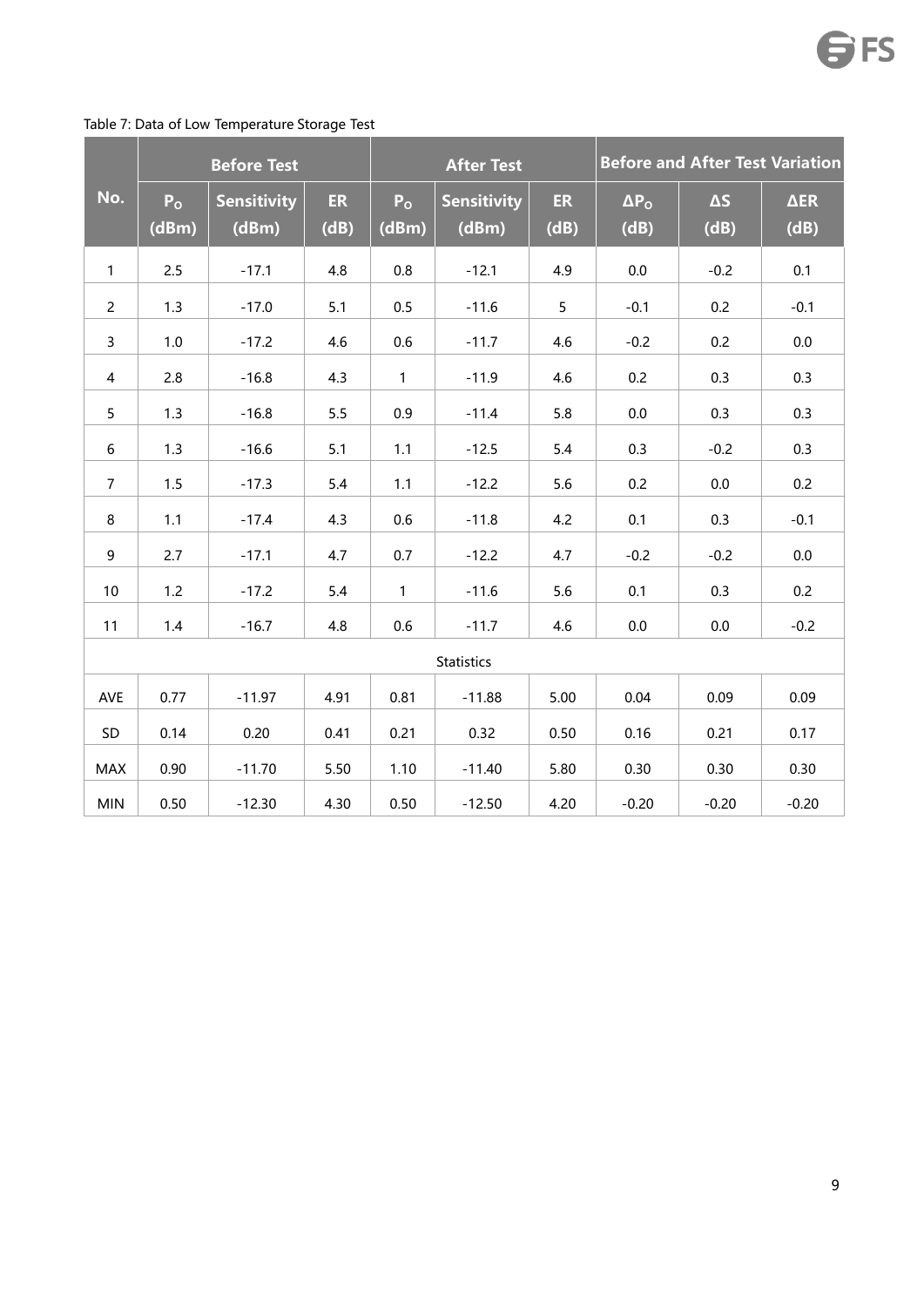Table 7: Data of Low Temperature Storage Test

| No. | Before Test | | | After Test | | | Before and After Test Variation | | |
|---|---|---|---|---|---|---|---|---|---|
| | $P_O$ (dBm) | Sensitivity (dBm) | ER (dB) | $P_O$ (dBm) | Sensitivity (dBm) | ER (dB) | $\Delta P_O$ (dB) | ΔS (dB) | ΔER (dB) |
| 1 | 2.5 | -17.1 | 4.8 | 0.8 | -12.1 | 4.9 | 0.0 | -0.2 | 0.1 |
| 2 | 1.3 | -17.0 | 5.1 | 0.5 | -11.6 | 5 | -0.1 | 0.2 | -0.1 |
| 3 | 1.0 | -17.2 | 4.6 | 0.6 | -11.7 | 4.6 | -0.2 | 0.2 | 0.0 |
| 4 | 2.8 | -16.8 | 4.3 | 1 | -11.9 | 4.6 | 0.2 | 0.3 | 0.3 |
| 5 | 1.3 | -16.8 | 5.5 | 0.9 | -11.4 | 5.8 | 0.0 | 0.3 | 0.3 |
| 6 | 1.3 | -16.6 | 5.1 | 1.1 | -12.5 | 5.4 | 0.3 | -0.2 | 0.3 |
| 7 | 1.5 | -17.3 | 5.4 | 1.1 | -12.2 | 5.6 | 0.2 | 0.0 | 0.2 |
| 8 | 1.1 | -17.4 | 4.3 | 0.6 | -11.8 | 4.2 | 0.1 | 0.3 | -0.1 |
| 9 | 2.7 | -17.1 | 4.7 | 0.7 | -12.2 | 4.7 | -0.2 | -0.2 | 0.0 |
| 10 | 1.2 | -17.2 | 5.4 | 1 | -11.6 | 5.6 | 0.1 | 0.3 | 0.2 |
| 11 | 1.4 | -16.7 | 4.8 | 0.6 | -11.7 | 4.6 | 0.0 | 0.0 | -0.2 |
| Statistics | | | | | | | | | |
| AVE | 0.77 | -11.97 | 4.91 | 0.81 | -11.88 | 5.00 | 0.04 | 0.09 | 0.09 |
| SD | 0.14 | 0.20 | 0.41 | 0.21 | 0.32 | 0.50 | 0.16 | 0.21 | 0.17 |
| MAX | 0.90 | -11.70 | 5.50 | 1.10 | -11.40 | 5.80 | 0.30 | 0.30 | 0.30 |
| MIN | 0.50 | -12.30 | 4.30 | 0.50 | -12.50 | 4.20 | -0.20 | -0.20 | -0.20 |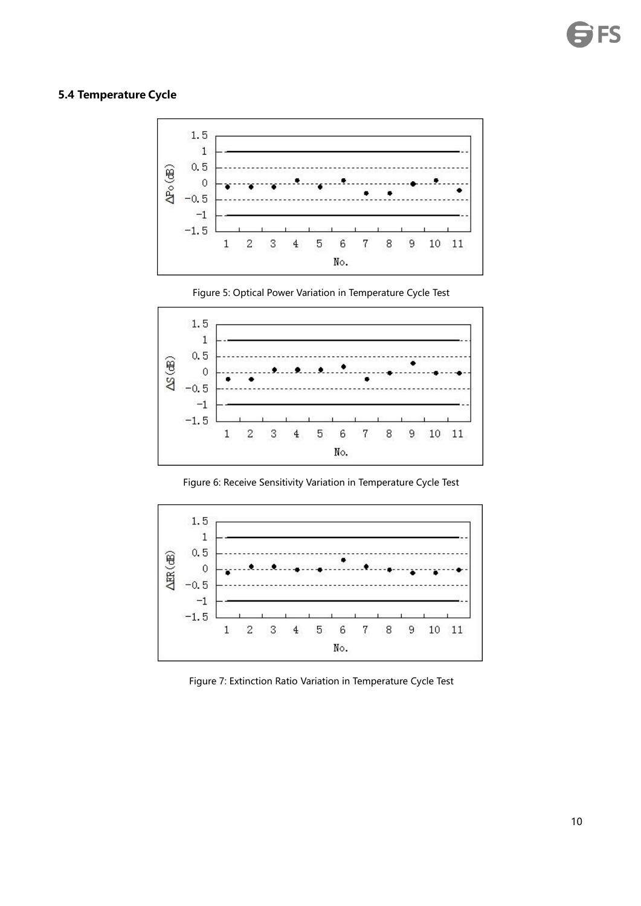### 5.4 Temperature Cycle

Figure 5: Optical Power Variation in Temperature Cycle Test

Figure 6: Receive Sensitivity Variation in Temperature Cycle Test

Figure 7: Extinction Ratio Variation in Temperature Cycle Test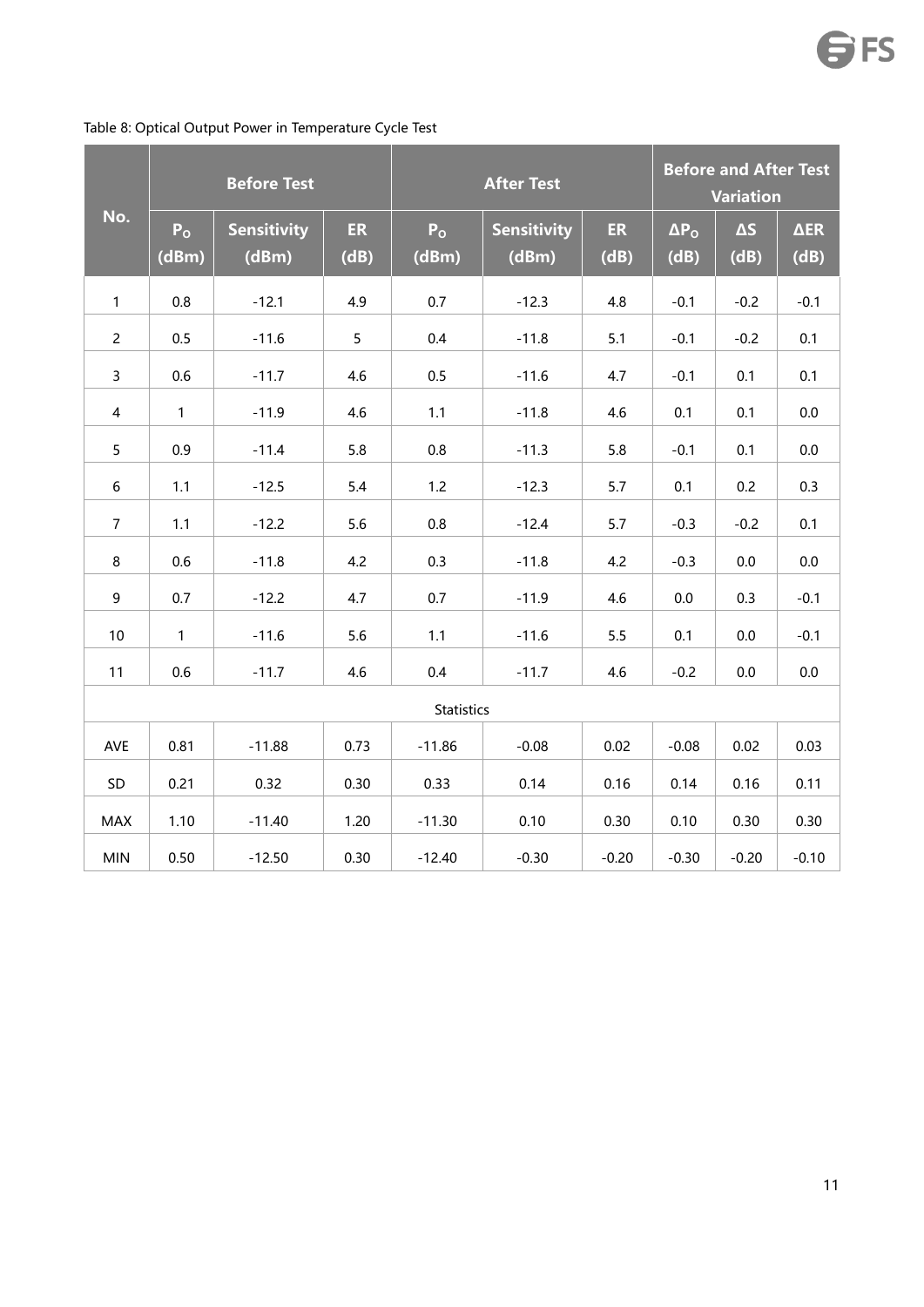Table 8: Optical Output Power in Temperature Cycle Test

| No. | Before Test | | | After Test | | | Before and After Test Variation | | |
|---|---|---|---|---|---|---|---|---|---|
| | $P_O$ (dBm) | Sensitivity (dBm) | ER (dB) | $P_O$ (dBm) | Sensitivity (dBm) | ER (dB) | $\Delta P_O$ (dB) | ΔS (dB) | ΔER (dB) |
| 1 | 0.8 | -12.1 | 4.9 | 0.7 | -12.3 | 4.8 | -0.1 | -0.2 | -0.1 |
| 2 | 0.5 | -11.6 | 5 | 0.4 | -11.8 | 5.1 | -0.1 | -0.2 | 0.1 |
| 3 | 0.6 | -11.7 | 4.6 | 0.5 | -11.6 | 4.7 | -0.1 | 0.1 | 0.1 |
| 4 | 1 | -11.9 | 4.6 | 1.1 | -11.8 | 4.6 | 0.1 | 0.1 | 0.0 |
| 5 | 0.9 | -11.4 | 5.8 | 0.8 | -11.3 | 5.8 | -0.1 | 0.1 | 0.0 |
| 6 | 1.1 | -12.5 | 5.4 | 1.2 | -12.3 | 5.7 | 0.1 | 0.2 | 0.3 |
| 7 | 1.1 | -12.2 | 5.6 | 0.8 | -12.4 | 5.7 | -0.3 | -0.2 | 0.1 |
| 8 | 0.6 | -11.8 | 4.2 | 0.3 | -11.8 | 4.2 | -0.3 | 0.0 | 0.0 |
| 9 | 0.7 | -12.2 | 4.7 | 0.7 | -11.9 | 4.6 | 0.0 | 0.3 | -0.1 |
| 10 | 1 | -11.6 | 5.6 | 1.1 | -11.6 | 5.5 | 0.1 | 0.0 | -0.1 |
| 11 | 0.6 | -11.7 | 4.6 | 0.4 | -11.7 | 4.6 | -0.2 | 0.0 | 0.0 |
| Statistics | | | | | | | | | |
| AVE | 0.81 | -11.88 | 0.73 | -11.86 | -0.08 | 0.02 | -0.08 | 0.02 | 0.03 |
| SD | 0.21 | 0.32 | 0.30 | 0.33 | 0.14 | 0.16 | 0.14 | 0.16 | 0.11 |
| MAX | 1.10 | -11.40 | 1.20 | -11.30 | 0.10 | 0.30 | 0.10 | 0.30 | 0.30 |
| MIN | 0.50 | -12.50 | 0.30 | -12.40 | -0.30 | -0.20 | -0.30 | -0.20 | -0.10 |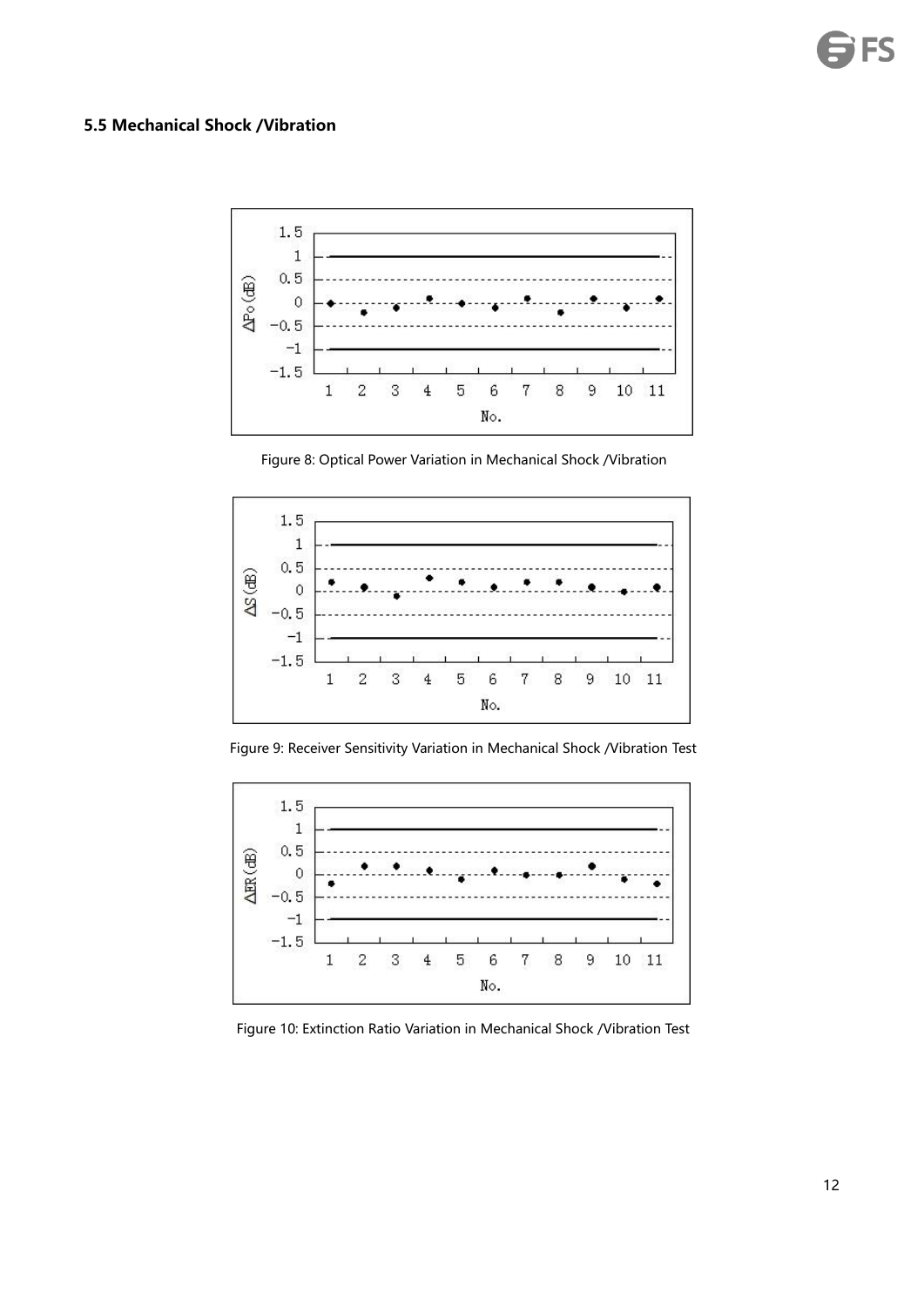### 5.5 Mechanical Shock /Vibration

Figure 8: Optical Power Variation in Mechanical Shock /Vibration

Figure 9: Receiver Sensitivity Variation in Mechanical Shock /Vibration Test

Figure 10: Extinction Ratio Variation in Mechanical Shock /Vibration Test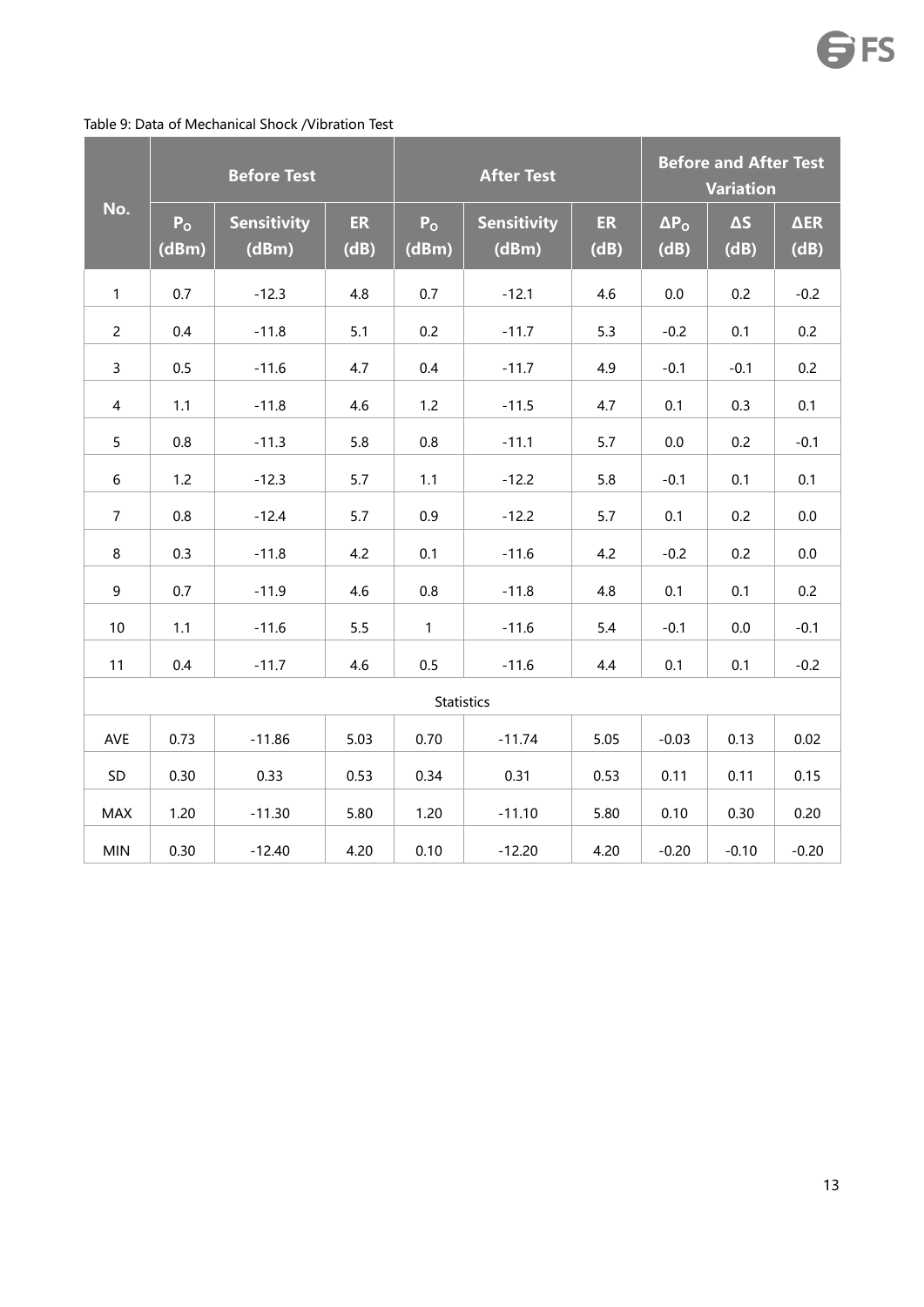Table 9: Data of Mechanical Shock /Vibration Test

| No. | Before Test | | | After Test | | | Before and After Test Variation | | |
|---|---|---|---|---|---|---|---|---|---|
| | $P_O$ (dBm) | Sensitivity (dBm) | ER (dB) | $P_O$ (dBm) | Sensitivity (dBm) | ER (dB) | $\Delta P_O$ (dB) | ΔS (dB) | ΔER (dB) |
| 1 | 0.7 | -12.3 | 4.8 | 0.7 | -12.1 | 4.6 | 0.0 | 0.2 | -0.2 |
| 2 | 0.4 | -11.8 | 5.1 | 0.2 | -11.7 | 5.3 | -0.2 | 0.1 | 0.2 |
| 3 | 0.5 | -11.6 | 4.7 | 0.4 | -11.7 | 4.9 | -0.1 | -0.1 | 0.2 |
| 4 | 1.1 | -11.8 | 4.6 | 1.2 | -11.5 | 4.7 | 0.1 | 0.3 | 0.1 |
| 5 | 0.8 | -11.3 | 5.8 | 0.8 | -11.1 | 5.7 | 0.0 | 0.2 | -0.1 |
| 6 | 1.2 | -12.3 | 5.7 | 1.1 | -12.2 | 5.8 | -0.1 | 0.1 | 0.1 |
| 7 | 0.8 | -12.4 | 5.7 | 0.9 | -12.2 | 5.7 | 0.1 | 0.2 | 0.0 |
| 8 | 0.3 | -11.8 | 4.2 | 0.1 | -11.6 | 4.2 | -0.2 | 0.2 | 0.0 |
| 9 | 0.7 | -11.9 | 4.6 | 0.8 | -11.8 | 4.8 | 0.1 | 0.1 | 0.2 |
| 10 | 1.1 | -11.6 | 5.5 | 1 | -11.6 | 5.4 | -0.1 | 0.0 | -0.1 |
| 11 | 0.4 | -11.7 | 4.6 | 0.5 | -11.6 | 4.4 | 0.1 | 0.1 | -0.2 |
| Statistics | | | | | | | | | |
| AVE | 0.73 | -11.86 | 5.03 | 0.70 | -11.74 | 5.05 | -0.03 | 0.13 | 0.02 |
| SD | 0.30 | 0.33 | 0.53 | 0.34 | 0.31 | 0.53 | 0.11 | 0.11 | 0.15 |
| MAX | 1.20 | -11.30 | 5.80 | 1.20 | -11.10 | 5.80 | 0.10 | 0.30 | 0.20 |
| MIN | 0.30 | -12.40 | 4.20 | 0.10 | -12.20 | 4.20 | -0.20 | -0.10 | -0.20 |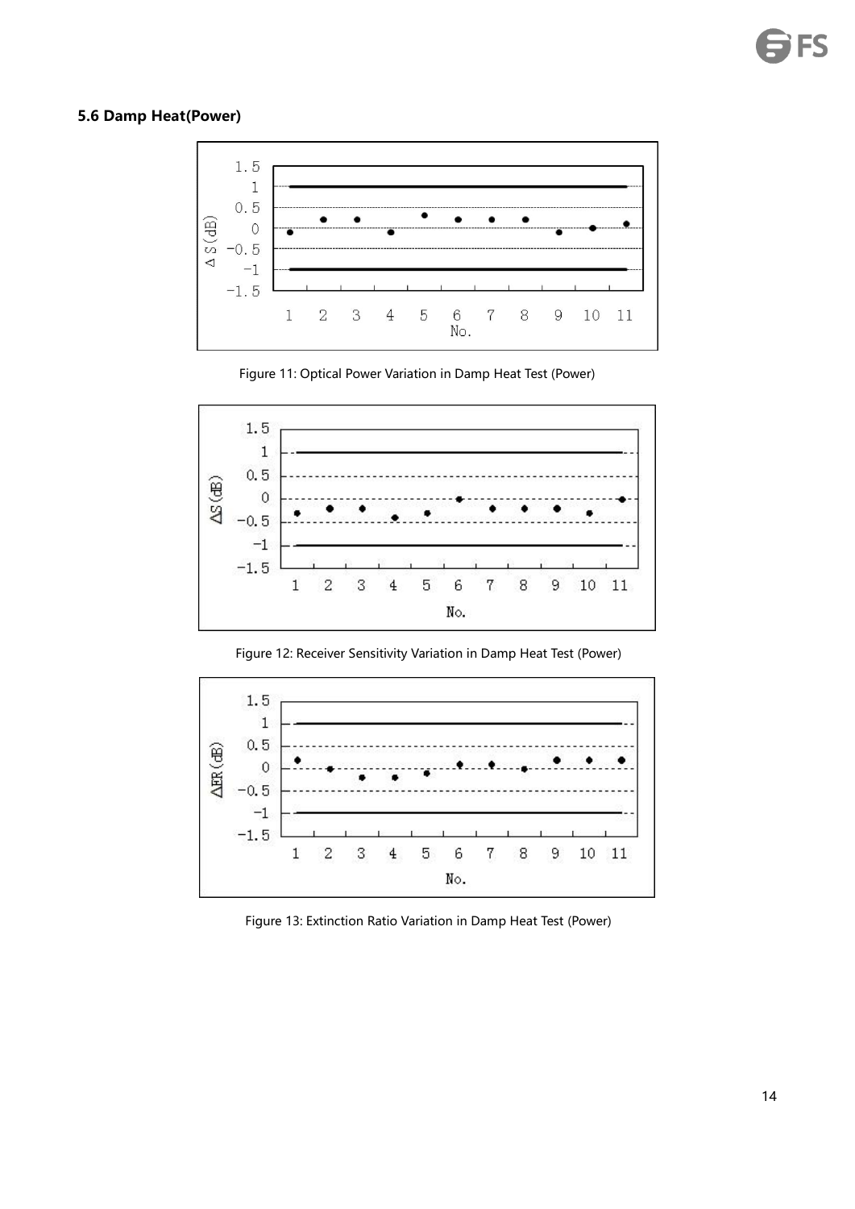### 5.6 Damp Heat(Power)

Figure 11: Optical Power Variation in Damp Heat Test (Power)

Figure 12: Receiver Sensitivity Variation in Damp Heat Test (Power)

Figure 13: Extinction Ratio Variation in Damp Heat Test (Power)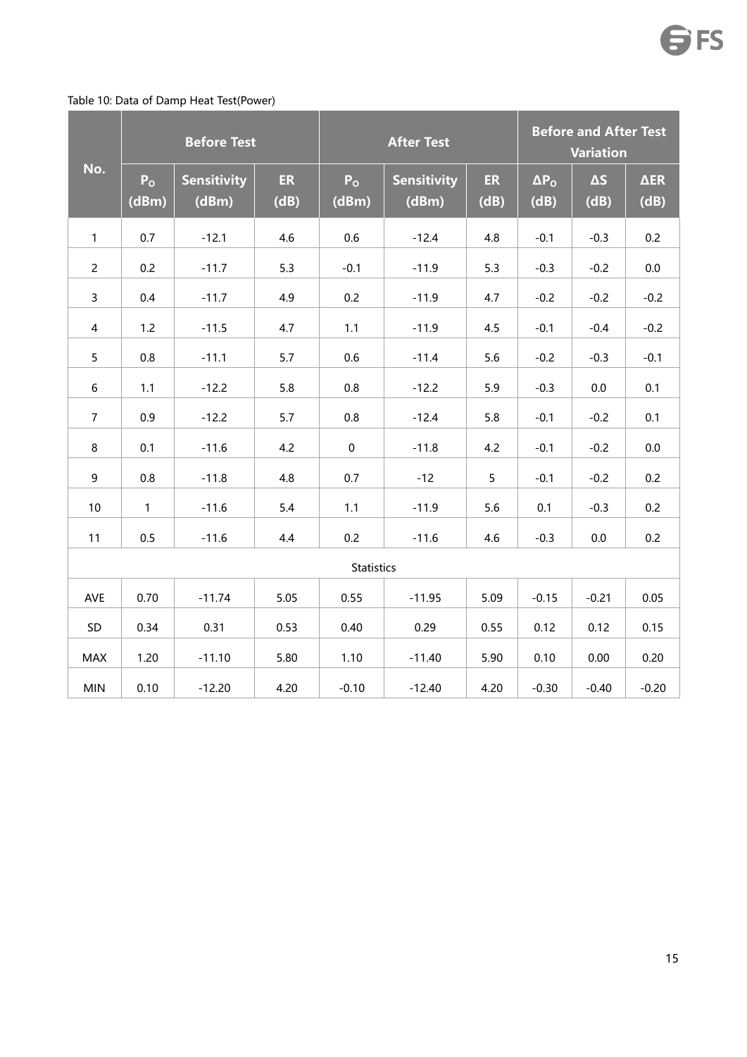Table 10: Data of Damp Heat Test(Power)

| No. | Before Test | | | After Test | | | Before and After Test Variation | | |
|---|---|---|---|---|---|---|---|---|---|
| | $P_O$ (dBm) | Sensitivity (dBm) | ER (dB) | $P_O$ (dBm) | Sensitivity (dBm) | ER (dB) | $\Delta P_O$ (dB) | ΔS (dB) | ΔER (dB) |
| 1 | 0.7 | -12.1 | 4.6 | 0.6 | -12.4 | 4.8 | -0.1 | -0.3 | 0.2 |
| 2 | 0.2 | -11.7 | 5.3 | -0.1 | -11.9 | 5.3 | -0.3 | -0.2 | 0.0 |
| 3 | 0.4 | -11.7 | 4.9 | 0.2 | -11.9 | 4.7 | -0.2 | -0.2 | -0.2 |
| 4 | 1.2 | -11.5 | 4.7 | 1.1 | -11.9 | 4.5 | -0.1 | -0.4 | -0.2 |
| 5 | 0.8 | -11.1 | 5.7 | 0.6 | -11.4 | 5.6 | -0.2 | -0.3 | -0.1 |
| 6 | 1.1 | -12.2 | 5.8 | 0.8 | -12.2 | 5.9 | -0.3 | 0.0 | 0.1 |
| 7 | 0.9 | -12.2 | 5.7 | 0.8 | -12.4 | 5.8 | -0.1 | -0.2 | 0.1 |
| 8 | 0.1 | -11.6 | 4.2 | 0 | -11.8 | 4.2 | -0.1 | -0.2 | 0.0 |
| 9 | 0.8 | -11.8 | 4.8 | 0.7 | -12 | 5 | -0.1 | -0.2 | 0.2 |
| 10 | 1 | -11.6 | 5.4 | 1.1 | -11.9 | 5.6 | 0.1 | -0.3 | 0.2 |
| 11 | 0.5 | -11.6 | 4.4 | 0.2 | -11.6 | 4.6 | -0.3 | 0.0 | 0.2 |
| Statistics | | | | | | | | | |
| AVE | 0.70 | -11.74 | 5.05 | 0.55 | -11.95 | 5.09 | -0.15 | -0.21 | 0.05 |
| SD | 0.34 | 0.31 | 0.53 | 0.40 | 0.29 | 0.55 | 0.12 | 0.12 | 0.15 |
| MAX | 1.20 | -11.10 | 5.80 | 1.10 | -11.40 | 5.90 | 0.10 | 0.00 | 0.20 |
| MIN | 0.10 | -12.20 | 4.20 | -0.10 | -12.40 | 4.20 | -0.30 | -0.40 | -0.20 |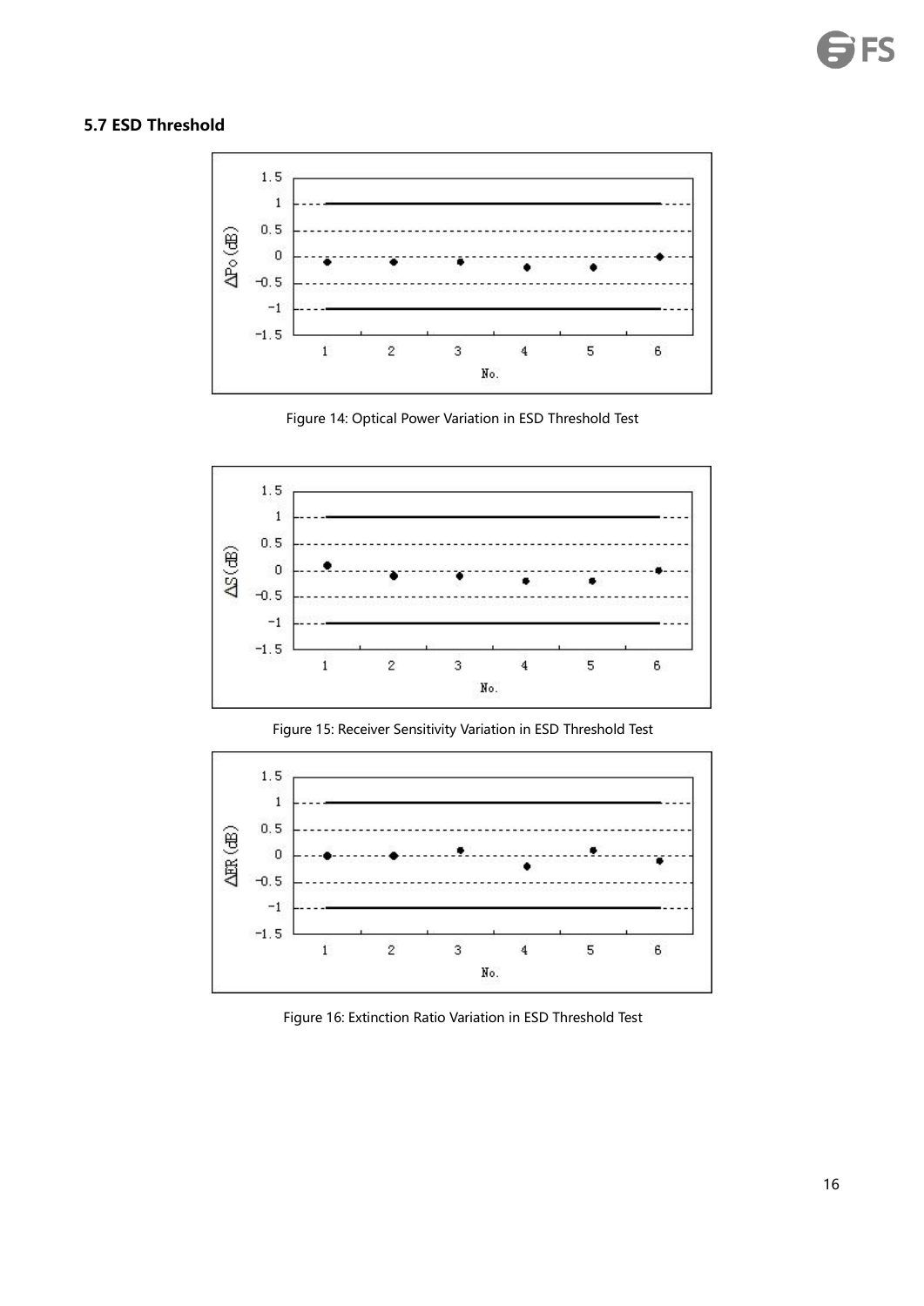### 5.7 ESD Threshold

Figure 14: Optical Power Variation in ESD Threshold Test

Figure 15: Receiver Sensitivity Variation in ESD Threshold Test

Figure 16: Extinction Ratio Variation in ESD Threshold Test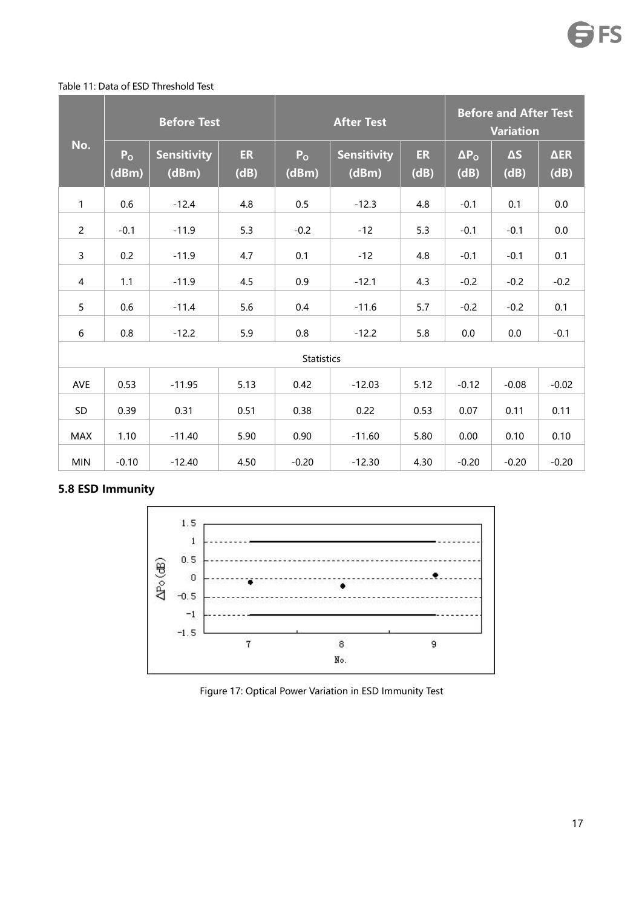Table 11: Data of ESD Threshold Test

| No. | Before Test | | | After Test | | | Before and After Test Variation | | |
|---|---|---|---|---|---|---|---|---|---|
| | $P_O$ (dBm) | Sensitivity (dBm) | ER (dB) | $P_O$ (dBm) | Sensitivity (dBm) | ER (dB) | $\Delta P_O$ (dB) | ΔS (dB) | ΔER (dB) |
| 1 | 0.6 | -12.4 | 4.8 | 0.5 | -12.3 | 4.8 | -0.1 | 0.1 | 0.0 |
| 2 | -0.1 | -11.9 | 5.3 | -0.2 | -12 | 5.3 | -0.1 | -0.1 | 0.0 |
| 3 | 0.2 | -11.9 | 4.7 | 0.1 | -12 | 4.8 | -0.1 | -0.1 | 0.1 |
| 4 | 1.1 | -11.9 | 4.5 | 0.9 | -12.1 | 4.3 | -0.2 | -0.2 | -0.2 |
| 5 | 0.6 | -11.4 | 5.6 | 0.4 | -11.6 | 5.7 | -0.2 | -0.2 | 0.1 |
| 6 | 0.8 | -12.2 | 5.9 | 0.8 | -12.2 | 5.8 | 0.0 | 0.0 | -0.1 |
| Statistics | | | | | | | | | |
| AVE | 0.53 | -11.95 | 5.13 | 0.42 | -12.03 | 5.12 | -0.12 | -0.08 | -0.02 |
| SD | 0.39 | 0.31 | 0.51 | 0.38 | 0.22 | 0.53 | 0.07 | 0.11 | 0.11 |
| MAX | 1.10 | -11.40 | 5.90 | 0.90 | -11.60 | 5.80 | 0.00 | 0.10 | 0.10 |
| MIN | -0.10 | -12.40 | 4.50 | -0.20 | -12.30 | 4.30 | -0.20 | -0.20 | -0.20 |

### 5.8 ESD Immunity

Figure 17: Optical Power Variation in ESD Immunity Test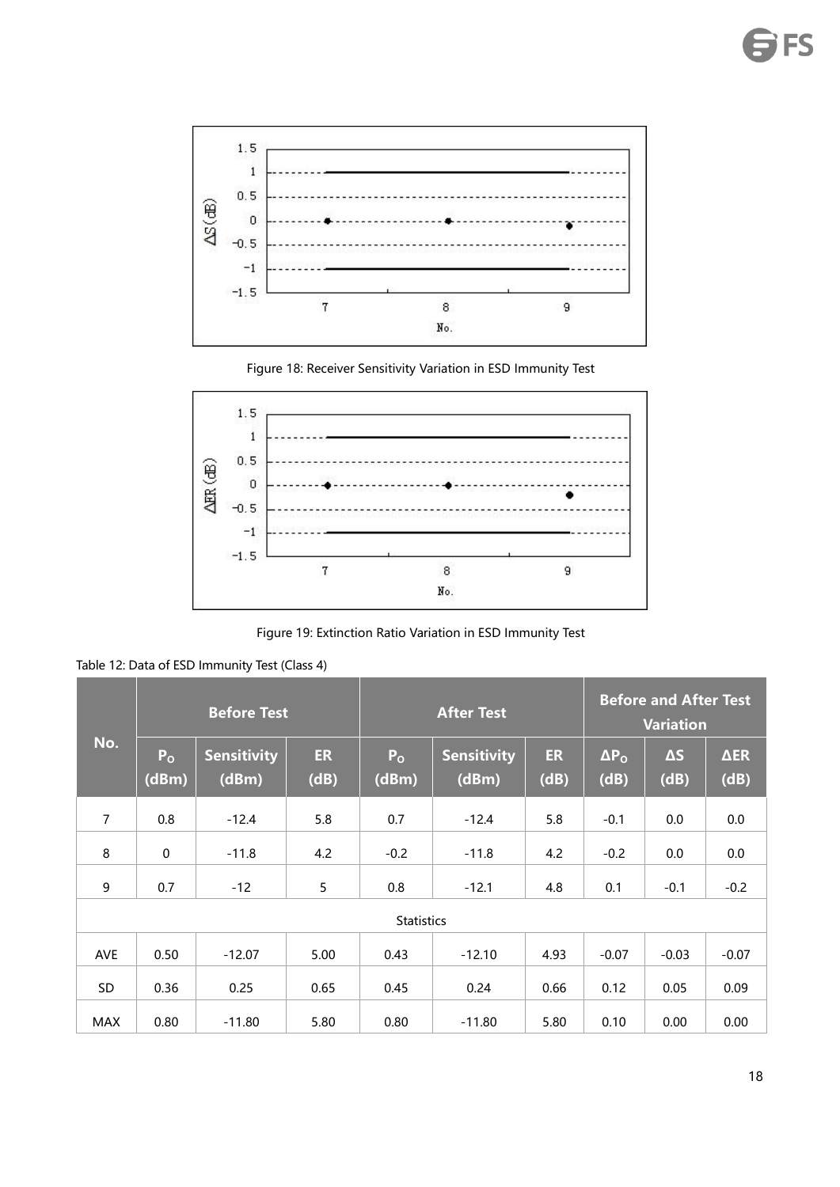Figure 18: Receiver Sensitivity Variation in ESD Immunity Test

Figure 19: Extinction Ratio Variation in ESD Immunity Test

Table 12: Data of ESD Immunity Test (Class 4)

| No. | Before Test | | | After Test | | | Before and After Test Variation | | |
|---|---|---|---|---|---|---|---|---|---|
| | $P_O$ (dBm) | Sensitivity (dBm) | ER (dB) | $P_O$ (dBm) | Sensitivity (dBm) | ER (dB) | $\Delta P_O$ (dB) | ΔS (dB) | ΔER (dB) |
| 7 | 0.8 | -12.4 | 5.8 | 0.7 | -12.4 | 5.8 | -0.1 | 0.0 | 0.0 |
| 8 | 0 | -11.8 | 4.2 | -0.2 | -11.8 | 4.2 | -0.2 | 0.0 | 0.0 |
| 9 | 0.7 | -12 | 5 | 0.8 | -12.1 | 4.8 | 0.1 | -0.1 | -0.2 |
| Statistics | | | | | | | | | |
| AVE | 0.50 | -12.07 | 5.00 | 0.43 | -12.10 | 4.93 | -0.07 | -0.03 | -0.07 |
| SD | 0.36 | 0.25 | 0.65 | 0.45 | 0.24 | 0.66 | 0.12 | 0.05 | 0.09 |
| MAX | 0.80 | -11.80 | 5.80 | 0.80 | -11.80 | 5.80 | 0.10 | 0.00 | 0.00 |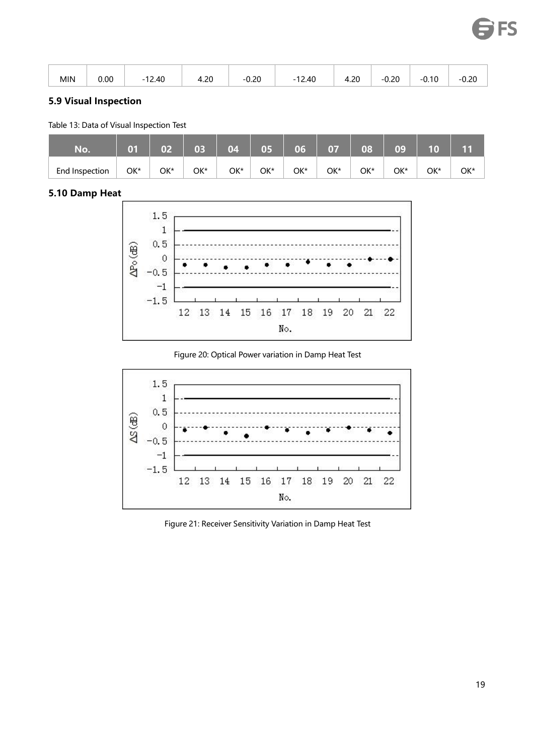| MIN | 0.00 | -12.40 | 4.20 | -0.20 | -12.40 | 4.20 | -0.20 | -0.10 | -0.20 |
|---|---|---|---|---|---|---|---|---|---|

### 5.9 Visual Inspection

Table 13: Data of Visual Inspection Test

| No. | 01 | 02 | 03 | 04 | 05 | 06 | 07 | 08 | 09 | 10 | 11 |
|---|---|---|---|---|---|---|---|---|---|---|---|
| End Inspection | OK* | OK* | OK* | OK* | OK* | OK* | OK* | OK* | OK* | OK* | OK* |

### 5.10 Damp Heat

Figure 20: Optical Power variation in Damp Heat Test

Figure 21: Receiver Sensitivity Variation in Damp Heat Test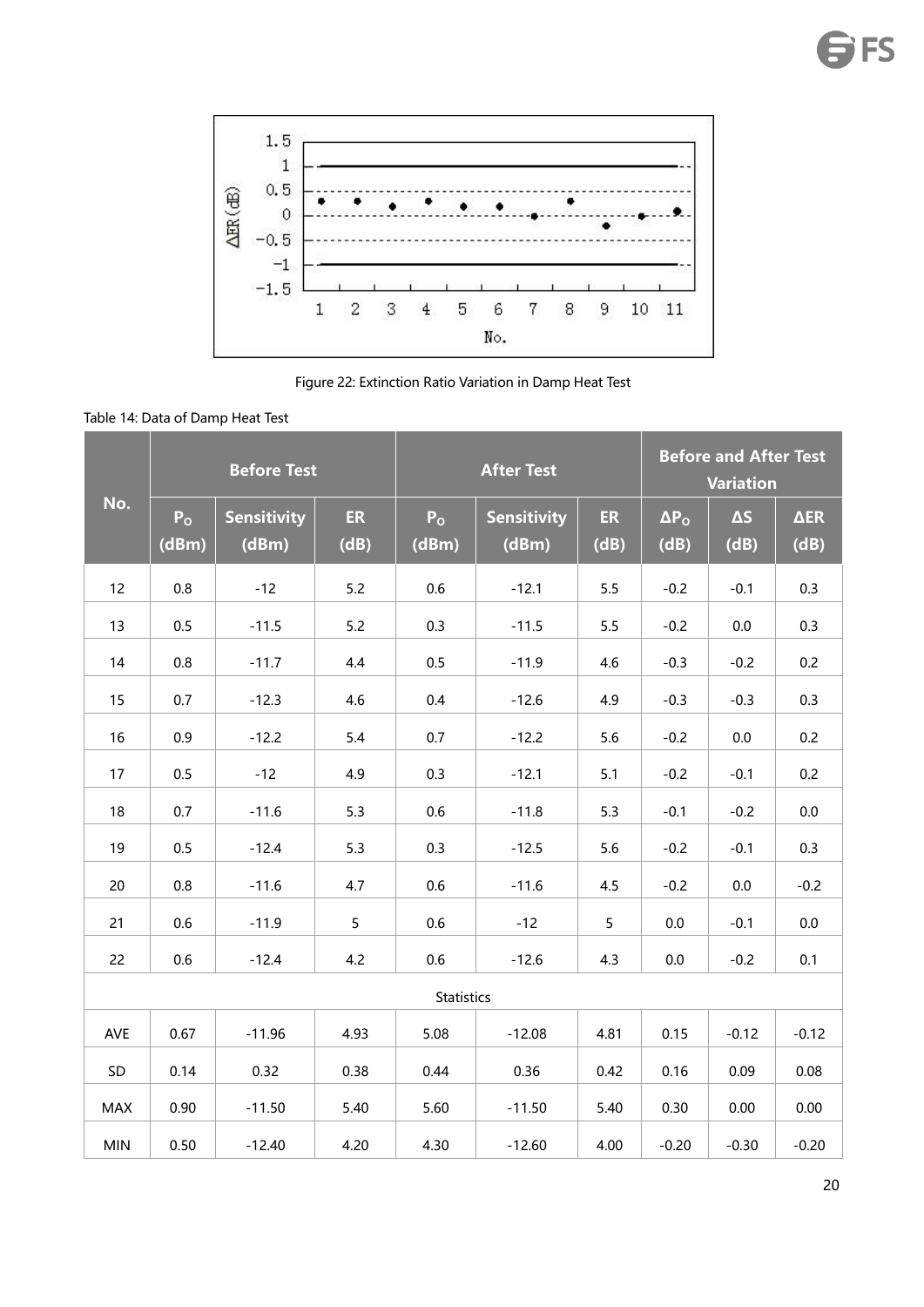Figure 22: Extinction Ratio Variation in Damp Heat Test

Table 14: Data of Damp Heat Test

| No. | Before Test | | | After Test | | | Before and After Test Variation | | |
|---|---|---|---|---|---|---|---|---|---|
| | $P_O$ (dBm) | Sensitivity (dBm) | ER (dB) | $P_O$ (dBm) | Sensitivity (dBm) | ER (dB) | $\Delta P_O$ (dB) | ΔS (dB) | ΔER (dB) |
| 12 | 0.8 | -12 | 5.2 | 0.6 | -12.1 | 5.5 | -0.2 | -0.1 | 0.3 |
| 13 | 0.5 | -11.5 | 5.2 | 0.3 | -11.5 | 5.5 | -0.2 | 0.0 | 0.3 |
| 14 | 0.8 | -11.7 | 4.4 | 0.5 | -11.9 | 4.6 | -0.3 | -0.2 | 0.2 |
| 15 | 0.7 | -12.3 | 4.6 | 0.4 | -12.6 | 4.9 | -0.3 | -0.3 | 0.3 |
| 16 | 0.9 | -12.2 | 5.4 | 0.7 | -12.2 | 5.6 | -0.2 | 0.0 | 0.2 |
| 17 | 0.5 | -12 | 4.9 | 0.3 | -12.1 | 5.1 | -0.2 | -0.1 | 0.2 |
| 18 | 0.7 | -11.6 | 5.3 | 0.6 | -11.8 | 5.3 | -0.1 | -0.2 | 0.0 |
| 19 | 0.5 | -12.4 | 5.3 | 0.3 | -12.5 | 5.6 | -0.2 | -0.1 | 0.3 |
| 20 | 0.8 | -11.6 | 4.7 | 0.6 | -11.6 | 4.5 | -0.2 | 0.0 | -0.2 |
| 21 | 0.6 | -11.9 | 5 | 0.6 | -12 | 5 | 0.0 | -0.1 | 0.0 |
| 22 | 0.6 | -12.4 | 4.2 | 0.6 | -12.6 | 4.3 | 0.0 | -0.2 | 0.1 |
| Statistics | | | | | | | | | |
| AVE | 0.67 | -11.96 | 4.93 | 5.08 | -12.08 | 4.81 | 0.15 | -0.12 | -0.12 |
| SD | 0.14 | 0.32 | 0.38 | 0.44 | 0.36 | 0.42 | 0.16 | 0.09 | 0.08 |
| MAX | 0.90 | -11.50 | 5.40 | 5.60 | -11.50 | 5.40 | 0.30 | 0.00 | 0.00 |
| MIN | 0.50 | -12.40 | 4.20 | 4.30 | -12.60 | 4.00 | -0.20 | -0.30 | -0.20 |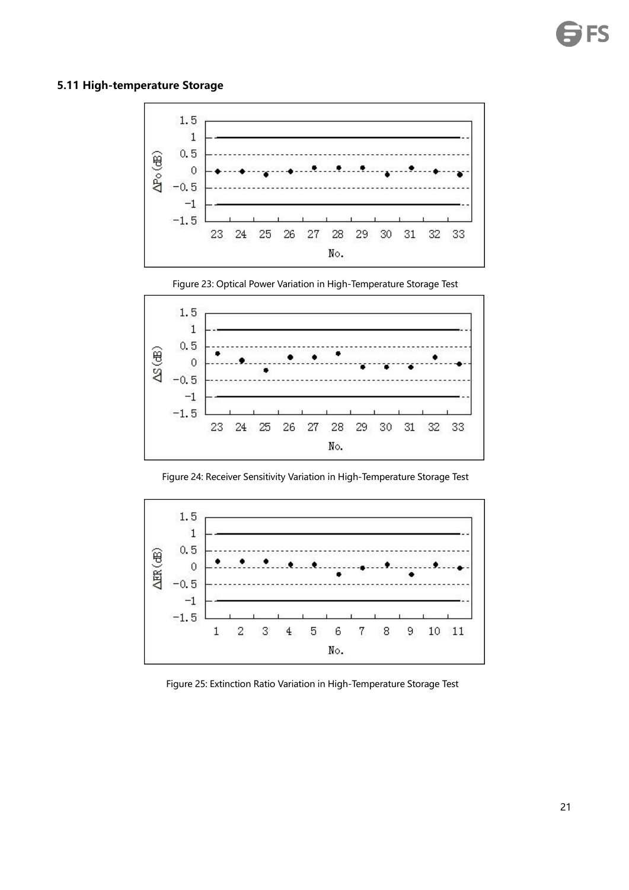### 5.11 High-temperature Storage

Figure 23: Optical Power Variation in High-Temperature Storage Test

Figure 24: Receiver Sensitivity Variation in High-Temperature Storage Test

Figure 25: Extinction Ratio Variation in High-Temperature Storage Test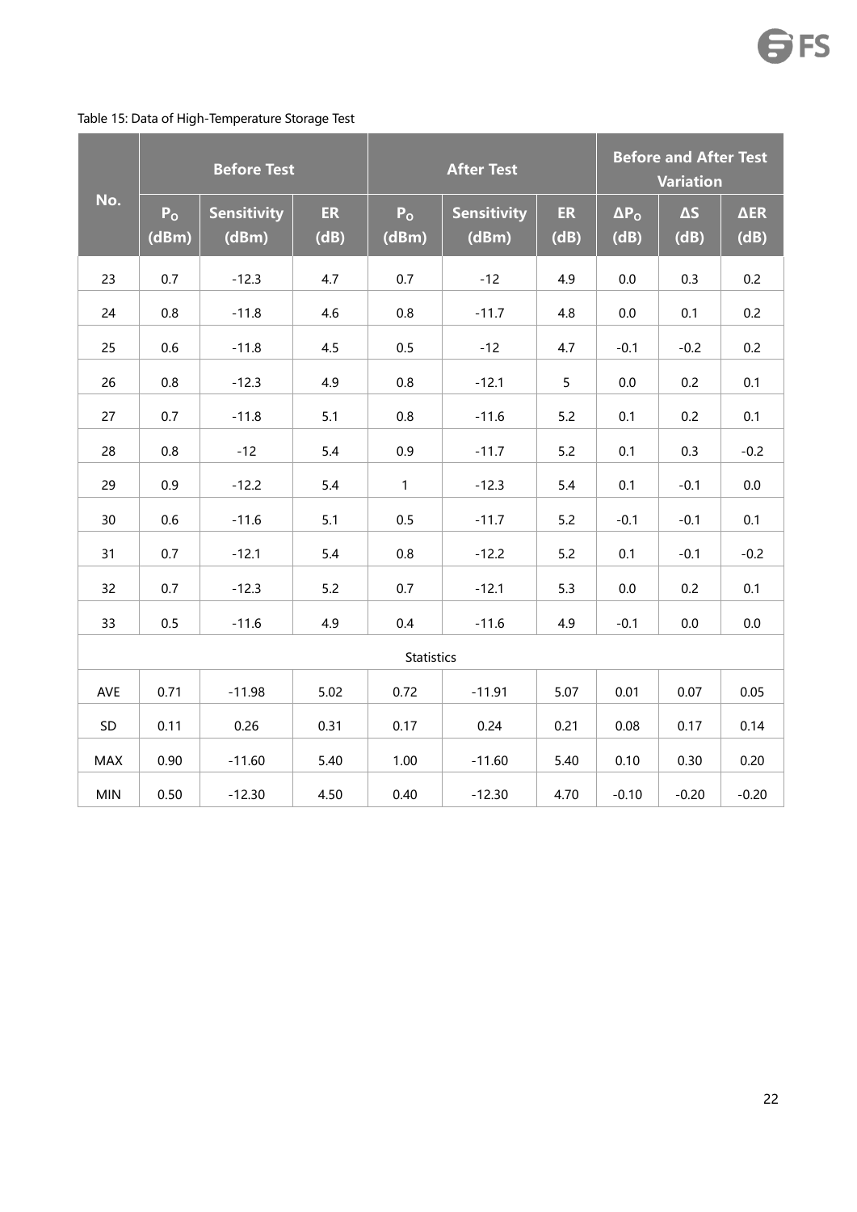Table 15: Data of High-Temperature Storage Test

| No. | Before Test | | | After Test | | | Before and After Test Variation | | |
|---|---|---|---|---|---|---|---|---|---|
| | $P_O$ (dBm) | Sensitivity (dBm) | ER (dB) | $P_O$ (dBm) | Sensitivity (dBm) | ER (dB) | $\Delta P_O$ (dB) | ΔS (dB) | ΔER (dB) |
| 23 | 0.7 | -12.3 | 4.7 | 0.7 | -12 | 4.9 | 0.0 | 0.3 | 0.2 |
| 24 | 0.8 | -11.8 | 4.6 | 0.8 | -11.7 | 4.8 | 0.0 | 0.1 | 0.2 |
| 25 | 0.6 | -11.8 | 4.5 | 0.5 | -12 | 4.7 | -0.1 | -0.2 | 0.2 |
| 26 | 0.8 | -12.3 | 4.9 | 0.8 | -12.1 | 5 | 0.0 | 0.2 | 0.1 |
| 27 | 0.7 | -11.8 | 5.1 | 0.8 | -11.6 | 5.2 | 0.1 | 0.2 | 0.1 |
| 28 | 0.8 | -12 | 5.4 | 0.9 | -11.7 | 5.2 | 0.1 | 0.3 | -0.2 |
| 29 | 0.9 | -12.2 | 5.4 | 1 | -12.3 | 5.4 | 0.1 | -0.1 | 0.0 |
| 30 | 0.6 | -11.6 | 5.1 | 0.5 | -11.7 | 5.2 | -0.1 | -0.1 | 0.1 |
| 31 | 0.7 | -12.1 | 5.4 | 0.8 | -12.2 | 5.2 | 0.1 | -0.1 | -0.2 |
| 32 | 0.7 | -12.3 | 5.2 | 0.7 | -12.1 | 5.3 | 0.0 | 0.2 | 0.1 |
| 33 | 0.5 | -11.6 | 4.9 | 0.4 | -11.6 | 4.9 | -0.1 | 0.0 | 0.0 |
| Statistics | | | | | | | | | |
| AVE | 0.71 | -11.98 | 5.02 | 0.72 | -11.91 | 5.07 | 0.01 | 0.07 | 0.05 |
| SD | 0.11 | 0.26 | 0.31 | 0.17 | 0.24 | 0.21 | 0.08 | 0.17 | 0.14 |
| MAX | 0.90 | -11.60 | 5.40 | 1.00 | -11.60 | 5.40 | 0.10 | 0.30 | 0.20 |
| MIN | 0.50 | -12.30 | 4.50 | 0.40 | -12.30 | 4.70 | -0.10 | -0.20 | -0.20 |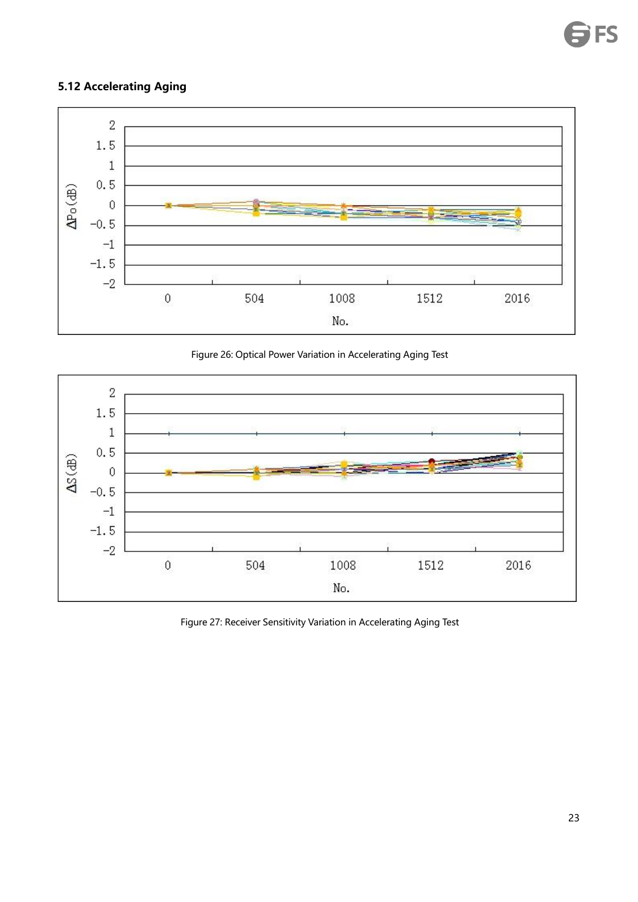## 5.12 Accelerating Aging

Figure 26: Optical Power Variation in Accelerating Aging Test

Figure 27: Receiver Sensitivity Variation in Accelerating Aging Test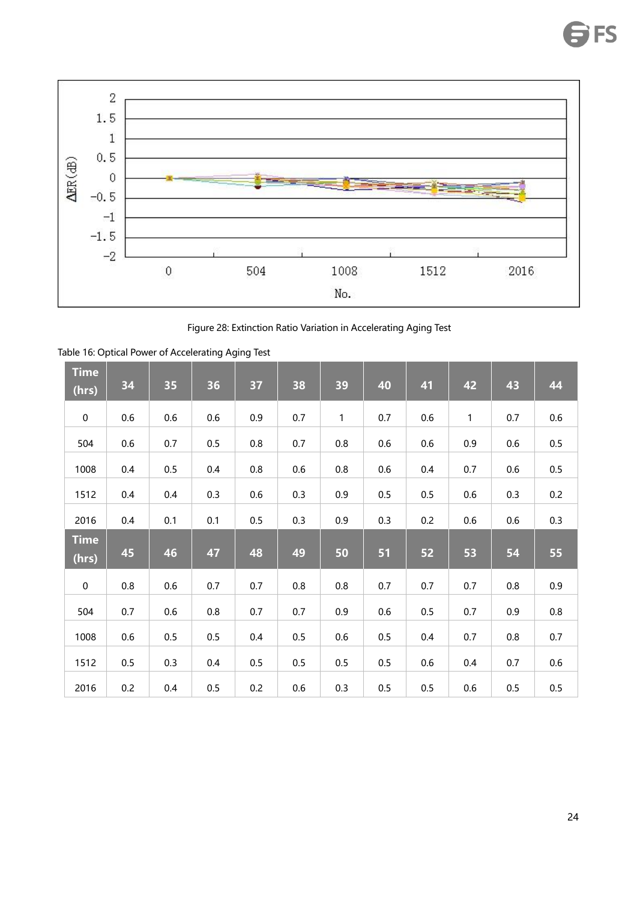Figure 28: Extinction Ratio Variation in Accelerating Aging Test

Table 16: Optical Power of Accelerating Aging Test

| Time (hrs) | 34 | 35 | 36 | 37 | 38 | 39 | 40 | 41 | 42 | 43 | 44 |
|---|---|---|---|---|---|---|---|---|---|---|---|
| 0 | 0.6 | 0.6 | 0.6 | 0.9 | 0.7 | 1 | 0.7 | 0.6 | 1 | 0.7 | 0.6 |
| 504 | 0.6 | 0.7 | 0.5 | 0.8 | 0.7 | 0.8 | 0.6 | 0.6 | 0.9 | 0.6 | 0.5 |
| 1008 | 0.4 | 0.5 | 0.4 | 0.8 | 0.6 | 0.8 | 0.6 | 0.4 | 0.7 | 0.6 | 0.5 |
| 1512 | 0.4 | 0.4 | 0.3 | 0.6 | 0.3 | 0.9 | 0.5 | 0.5 | 0.6 | 0.3 | 0.2 |
| 2016 | 0.4 | 0.1 | 0.1 | 0.5 | 0.3 | 0.9 | 0.3 | 0.2 | 0.6 | 0.6 | 0.3 |
| **Time (hrs)** | **45** | **46** | **47** | **48** | **49** | **50** | **51** | **52** | **53** | **54** | **55** |
| 0 | 0.8 | 0.6 | 0.7 | 0.7 | 0.8 | 0.8 | 0.7 | 0.7 | 0.7 | 0.8 | 0.9 |
| 504 | 0.7 | 0.6 | 0.8 | 0.7 | 0.7 | 0.9 | 0.6 | 0.5 | 0.7 | 0.9 | 0.8 |
| 1008 | 0.6 | 0.5 | 0.5 | 0.4 | 0.5 | 0.6 | 0.5 | 0.4 | 0.7 | 0.8 | 0.7 |
| 1512 | 0.5 | 0.3 | 0.4 | 0.5 | 0.5 | 0.5 | 0.5 | 0.6 | 0.4 | 0.7 | 0.6 |
| 2016 | 0.2 | 0.4 | 0.5 | 0.2 | 0.6 | 0.3 | 0.5 | 0.5 | 0.6 | 0.5 | 0.5 |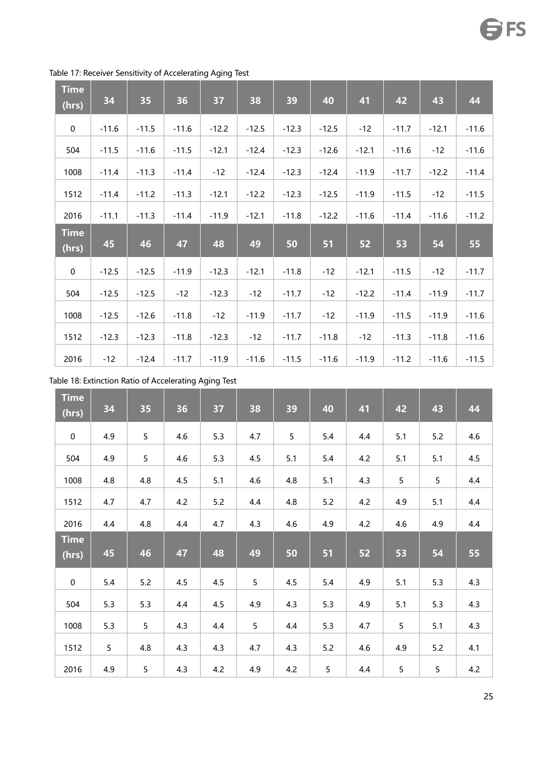Table 17: Receiver Sensitivity of Accelerating Aging Test

| Time (hrs) | 34 | 35 | 36 | 37 | 38 | 39 | 40 | 41 | 42 | 43 | 44 |
|---|---|---|---|---|---|---|---|---|---|---|---|
| 0 | -11.6 | -11.5 | -11.6 | -12.2 | -12.5 | -12.3 | -12.5 | -12 | -11.7 | -12.1 | -11.6 |
| 504 | -11.5 | -11.6 | -11.5 | -12.1 | -12.4 | -12.3 | -12.6 | -12.1 | -11.6 | -12 | -11.6 |
| 1008 | -11.4 | -11.3 | -11.4 | -12 | -12.4 | -12.3 | -12.4 | -11.9 | -11.7 | -12.2 | -11.4 |
| 1512 | -11.4 | -11.2 | -11.3 | -12.1 | -12.2 | -12.3 | -12.5 | -11.9 | -11.5 | -12 | -11.5 |
| 2016 | -11.1 | -11.3 | -11.4 | -11.9 | -12.1 | -11.8 | -12.2 | -11.6 | -11.4 | -11.6 | -11.2 |
| **Time (hrs)** | **45** | **46** | **47** | **48** | **49** | **50** | **51** | **52** | **53** | **54** | **55** |
| 0 | -12.5 | -12.5 | -11.9 | -12.3 | -12.1 | -11.8 | -12 | -12.1 | -11.5 | -12 | -11.7 |
| 504 | -12.5 | -12.5 | -12 | -12.3 | -12 | -11.7 | -12 | -12.2 | -11.4 | -11.9 | -11.7 |
| 1008 | -12.5 | -12.6 | -11.8 | -12 | -11.9 | -11.7 | -12 | -11.9 | -11.5 | -11.9 | -11.6 |
| 1512 | -12.3 | -12.3 | -11.8 | -12.3 | -12 | -11.7 | -11.8 | -12 | -11.3 | -11.8 | -11.6 |
| 2016 | -12 | -12.4 | -11.7 | -11.9 | -11.6 | -11.5 | -11.6 | -11.9 | -11.2 | -11.6 | -11.5 |

Table 18: Extinction Ratio of Accelerating Aging Test

| Time (hrs) | 34 | 35 | 36 | 37 | 38 | 39 | 40 | 41 | 42 | 43 | 44 |
|---|---|---|---|---|---|---|---|---|---|---|---|
| 0 | 4.9 | 5 | 4.6 | 5.3 | 4.7 | 5 | 5.4 | 4.4 | 5.1 | 5.2 | 4.6 |
| 504 | 4.9 | 5 | 4.6 | 5.3 | 4.5 | 5.1 | 5.4 | 4.2 | 5.1 | 5.1 | 4.5 |
| 1008 | 4.8 | 4.8 | 4.5 | 5.1 | 4.6 | 4.8 | 5.1 | 4.3 | 5 | 5 | 4.4 |
| 1512 | 4.7 | 4.7 | 4.2 | 5.2 | 4.4 | 4.8 | 5.2 | 4.2 | 4.9 | 5.1 | 4.4 |
| 2016 | 4.4 | 4.8 | 4.4 | 4.7 | 4.3 | 4.6 | 4.9 | 4.2 | 4.6 | 4.9 | 4.4 |
| **Time (hrs)** | **45** | **46** | **47** | **48** | **49** | **50** | **51** | **52** | **53** | **54** | **55** |
| 0 | 5.4 | 5.2 | 4.5 | 4.5 | 5 | 4.5 | 5.4 | 4.9 | 5.1 | 5.3 | 4.3 |
| 504 | 5.3 | 5.3 | 4.4 | 4.5 | 4.9 | 4.3 | 5.3 | 4.9 | 5.1 | 5.3 | 4.3 |
| 1008 | 5.3 | 5 | 4.3 | 4.4 | 5 | 4.4 | 5.3 | 4.7 | 5 | 5.1 | 4.3 |
| 1512 | 5 | 4.8 | 4.3 | 4.3 | 4.7 | 4.3 | 5.2 | 4.6 | 4.9 | 5.2 | 4.1 |
| 2016 | 4.9 | 5 | 4.3 | 4.2 | 4.9 | 4.2 | 5 | 4.4 | 5 | 5 | 4.2 |